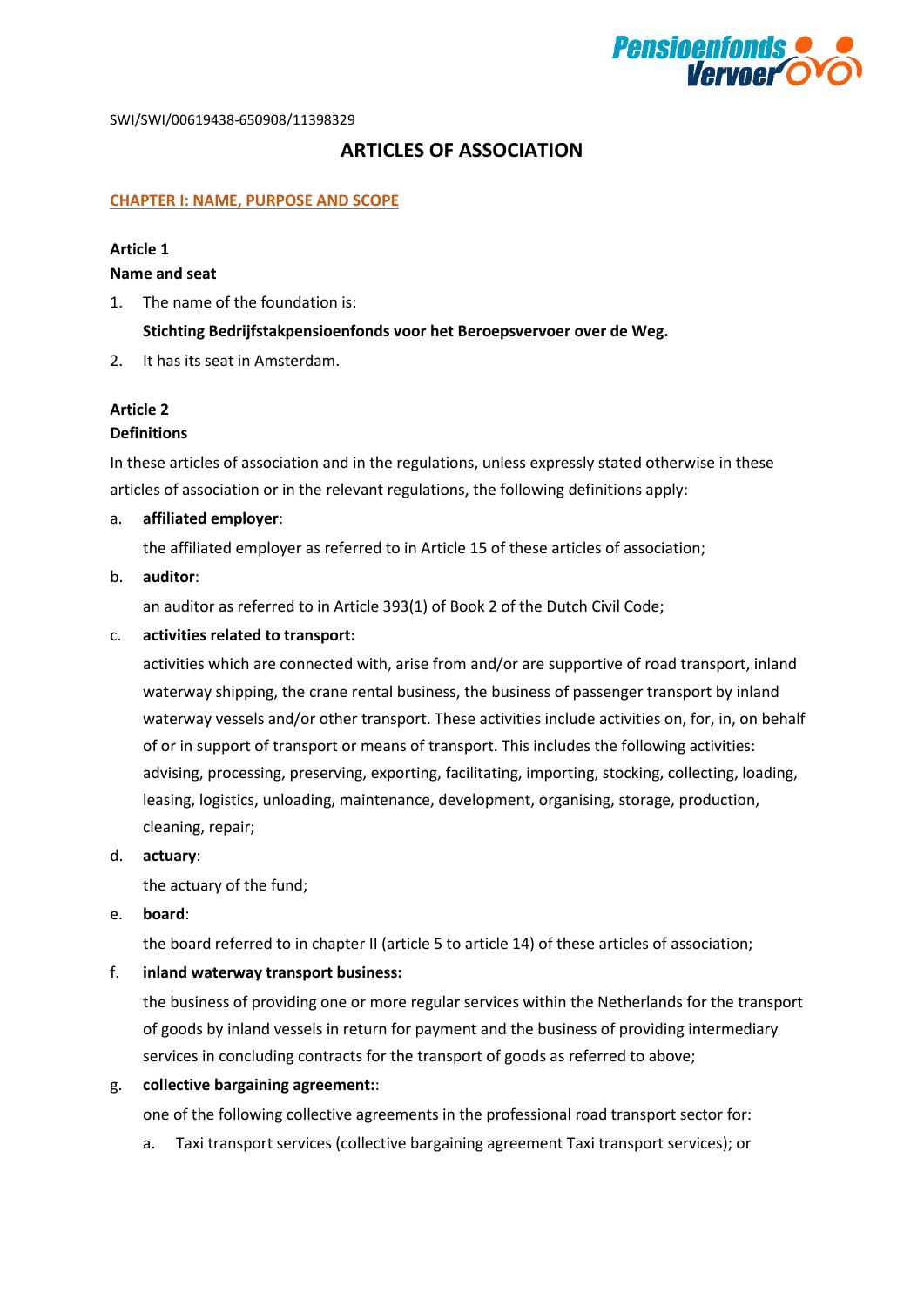SWI/SWI/00619438-650908/11398329

# ARTICLES OF ASSOCIATION

## CHAPTER I: NAME, PURPOSE AND SCOPE

### Article 1
### Name and seat

1. The name of the foundation is:

   **Stichting Bedrijfstakpensioenfonds voor het Beroepsvervoer over de Weg.**

2. It has its seat in Amsterdam.

### Article 2
### Definitions

In these articles of association and in the regulations, unless expressly stated otherwise in these articles of association or in the relevant regulations, the following definitions apply:

a. **affiliated employer**:

   the affiliated employer as referred to in Article 15 of these articles of association;

b. **auditor**:

   an auditor as referred to in Article 393(1) of Book 2 of the Dutch Civil Code;

c. **activities related to transport:**

   activities which are connected with, arise from and/or are supportive of road transport, inland waterway shipping, the crane rental business, the business of passenger transport by inland waterway vessels and/or other transport. These activities include activities on, for, in, on behalf of or in support of transport or means of transport. This includes the following activities: advising, processing, preserving, exporting, facilitating, importing, stocking, collecting, loading, leasing, logistics, unloading, maintenance, development, organising, storage, production, cleaning, repair;

d. **actuary**:

   the actuary of the fund;

e. **board**:

   the board referred to in chapter II (article 5 to article 14) of these articles of association;

f. **inland waterway transport business:**

   the business of providing one or more regular services within the Netherlands for the transport of goods by inland vessels in return for payment and the business of providing intermediary services in concluding contracts for the transport of goods as referred to above;

g. **collective bargaining agreement:**:

   one of the following collective agreements in the professional road transport sector for:

   a. Taxi transport services (collective bargaining agreement Taxi transport services); or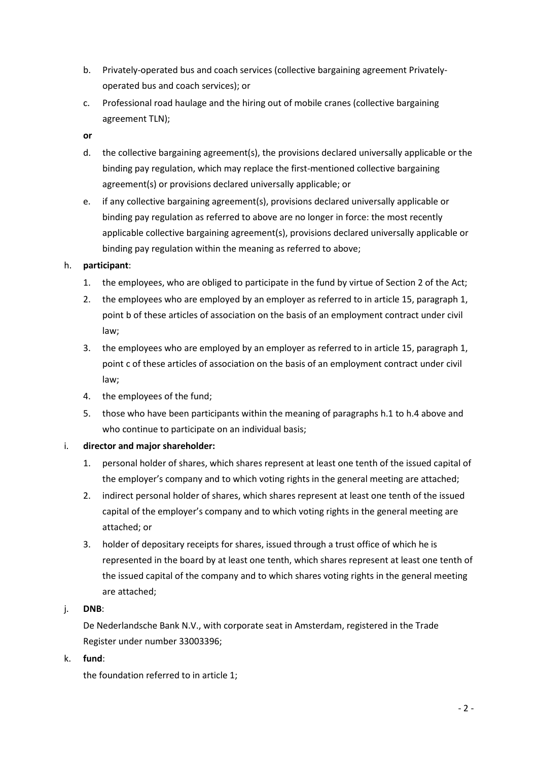b. Privately-operated bus and coach services (collective bargaining agreement Privately-operated bus and coach services); or
c. Professional road haulage and the hiring out of mobile cranes (collective bargaining agreement TLN);

**or**

d. the collective bargaining agreement(s), the provisions declared universally applicable or the binding pay regulation, which may replace the first-mentioned collective bargaining agreement(s) or provisions declared universally applicable; or
e. if any collective bargaining agreement(s), provisions declared universally applicable or binding pay regulation as referred to above are no longer in force: the most recently applicable collective bargaining agreement(s), provisions declared universally applicable or binding pay regulation within the meaning as referred to above;

h. **participant**:
   1. the employees, who are obliged to participate in the fund by virtue of Section 2 of the Act;
   2. the employees who are employed by an employer as referred to in article 15, paragraph 1, point b of these articles of association on the basis of an employment contract under civil law;
   3. the employees who are employed by an employer as referred to in article 15, paragraph 1, point c of these articles of association on the basis of an employment contract under civil law;
   4. the employees of the fund;
   5. those who have been participants within the meaning of paragraphs h.1 to h.4 above and who continue to participate on an individual basis;

i. **director and major shareholder:**
   1. personal holder of shares, which shares represent at least one tenth of the issued capital of the employer's company and to which voting rights in the general meeting are attached;
   2. indirect personal holder of shares, which shares represent at least one tenth of the issued capital of the employer's company and to which voting rights in the general meeting are attached; or
   3. holder of depositary receipts for shares, issued through a trust office of which he is represented in the board by at least one tenth, which shares represent at least one tenth of the issued capital of the company and to which shares voting rights in the general meeting are attached;

j. **DNB**:

   De Nederlandsche Bank N.V., with corporate seat in Amsterdam, registered in the Trade Register under number 33003396;

k. **fund**:

   the foundation referred to in article 1;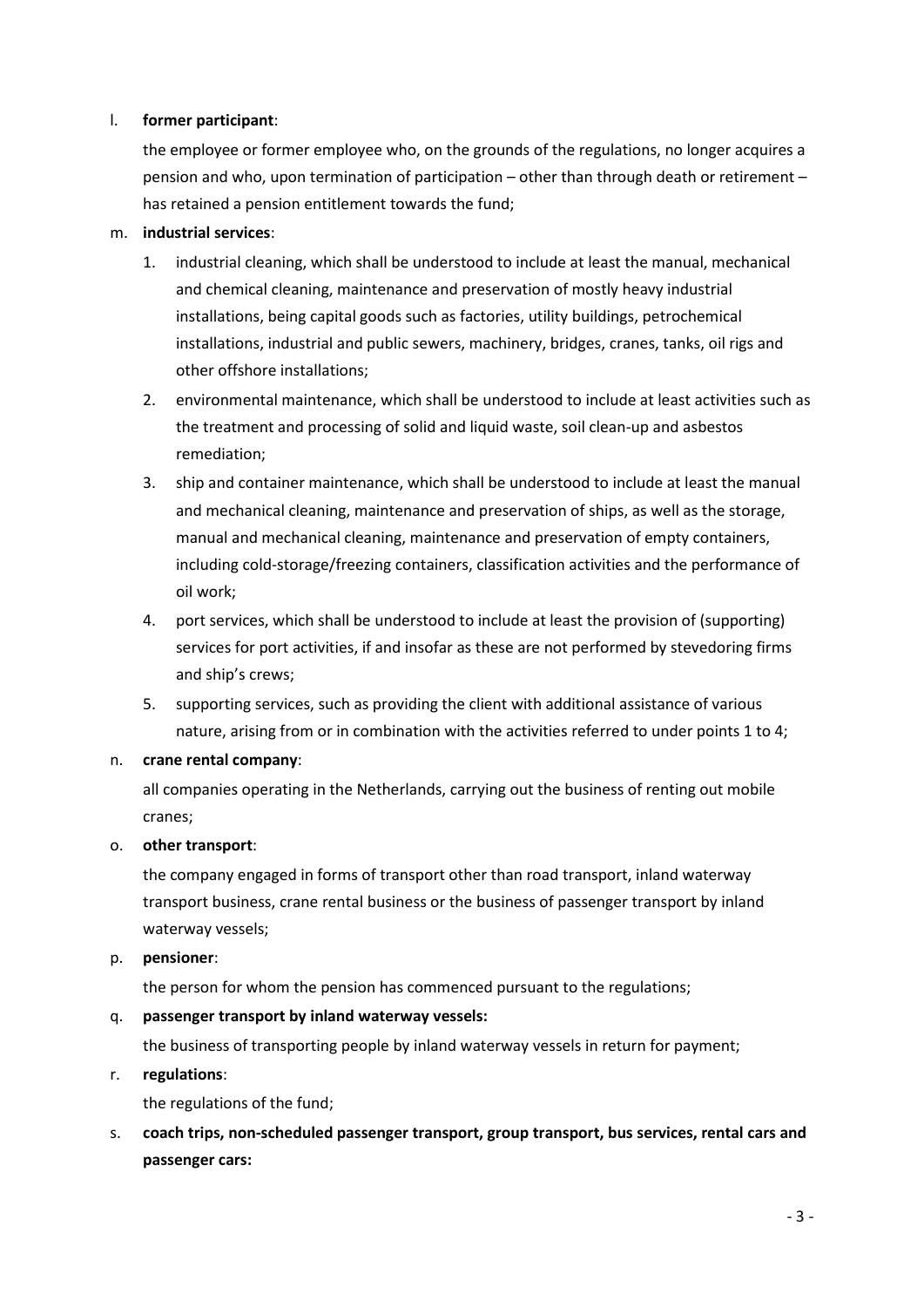l. **former participant**:

   the employee or former employee who, on the grounds of the regulations, no longer acquires a pension and who, upon termination of participation – other than through death or retirement – has retained a pension entitlement towards the fund;

m. **industrial services**:

   1. industrial cleaning, which shall be understood to include at least the manual, mechanical and chemical cleaning, maintenance and preservation of mostly heavy industrial installations, being capital goods such as factories, utility buildings, petrochemical installations, industrial and public sewers, machinery, bridges, cranes, tanks, oil rigs and other offshore installations;
   2. environmental maintenance, which shall be understood to include at least activities such as the treatment and processing of solid and liquid waste, soil clean-up and asbestos remediation;
   3. ship and container maintenance, which shall be understood to include at least the manual and mechanical cleaning, maintenance and preservation of ships, as well as the storage, manual and mechanical cleaning, maintenance and preservation of empty containers, including cold-storage/freezing containers, classification activities and the performance of oil work;
   4. port services, which shall be understood to include at least the provision of (supporting) services for port activities, if and insofar as these are not performed by stevedoring firms and ship's crews;
   5. supporting services, such as providing the client with additional assistance of various nature, arising from or in combination with the activities referred to under points 1 to 4;

n. **crane rental company**:

   all companies operating in the Netherlands, carrying out the business of renting out mobile cranes;

o. **other transport**:

   the company engaged in forms of transport other than road transport, inland waterway transport business, crane rental business or the business of passenger transport by inland waterway vessels;

p. **pensioner**:

   the person for whom the pension has commenced pursuant to the regulations;

q. **passenger transport by inland waterway vessels:**

   the business of transporting people by inland waterway vessels in return for payment;

r. **regulations**:

   the regulations of the fund;

s. **coach trips, non-scheduled passenger transport, group transport, bus services, rental cars and passenger cars:**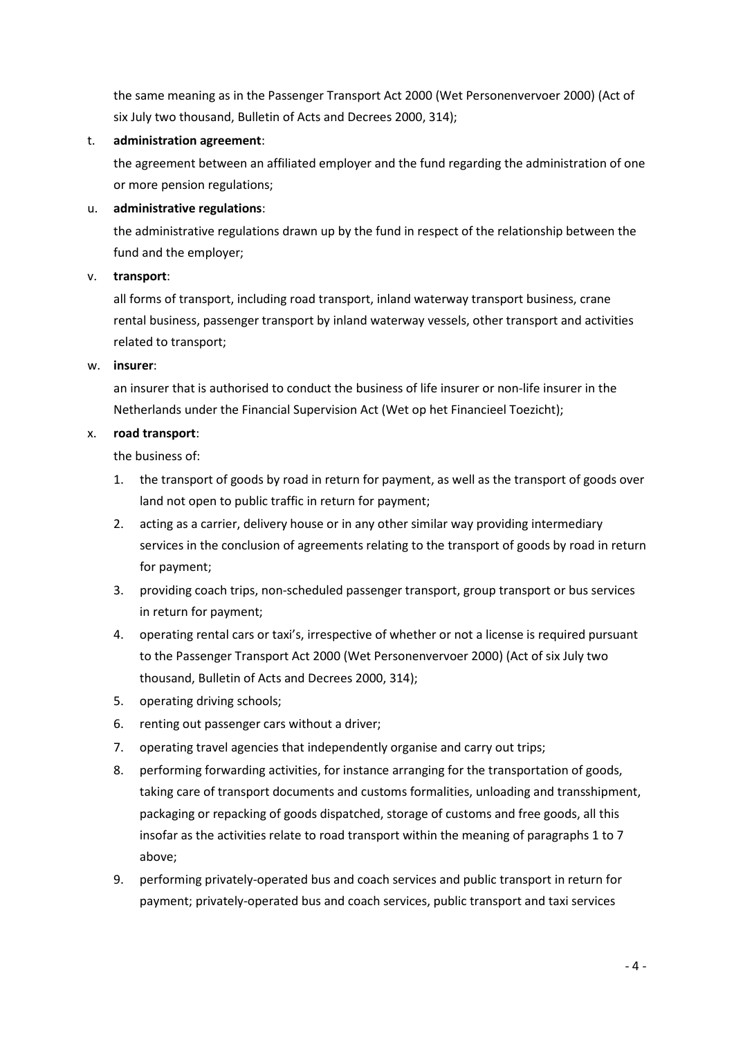the same meaning as in the Passenger Transport Act 2000 (Wet Personenvervoer 2000) (Act of six July two thousand, Bulletin of Acts and Decrees 2000, 314);

t. **administration agreement**:

 the agreement between an affiliated employer and the fund regarding the administration of one or more pension regulations;

u. **administrative regulations**:

 the administrative regulations drawn up by the fund in respect of the relationship between the fund and the employer;

v. **transport**:

 all forms of transport, including road transport, inland waterway transport business, crane rental business, passenger transport by inland waterway vessels, other transport and activities related to transport;

w. **insurer**:

 an insurer that is authorised to conduct the business of life insurer or non-life insurer in the Netherlands under the Financial Supervision Act (Wet op het Financieel Toezicht);

x. **road transport**:

 the business of:

 1. the transport of goods by road in return for payment, as well as the transport of goods over land not open to public traffic in return for payment;
 2. acting as a carrier, delivery house or in any other similar way providing intermediary services in the conclusion of agreements relating to the transport of goods by road in return for payment;
 3. providing coach trips, non-scheduled passenger transport, group transport or bus services in return for payment;
 4. operating rental cars or taxi's, irrespective of whether or not a license is required pursuant to the Passenger Transport Act 2000 (Wet Personenvervoer 2000) (Act of six July two thousand, Bulletin of Acts and Decrees 2000, 314);
 5. operating driving schools;
 6. renting out passenger cars without a driver;
 7. operating travel agencies that independently organise and carry out trips;
 8. performing forwarding activities, for instance arranging for the transportation of goods, taking care of transport documents and customs formalities, unloading and transshipment, packaging or repacking of goods dispatched, storage of customs and free goods, all this insofar as the activities relate to road transport within the meaning of paragraphs 1 to 7 above;
 9. performing privately-operated bus and coach services and public transport in return for payment; privately-operated bus and coach services, public transport and taxi services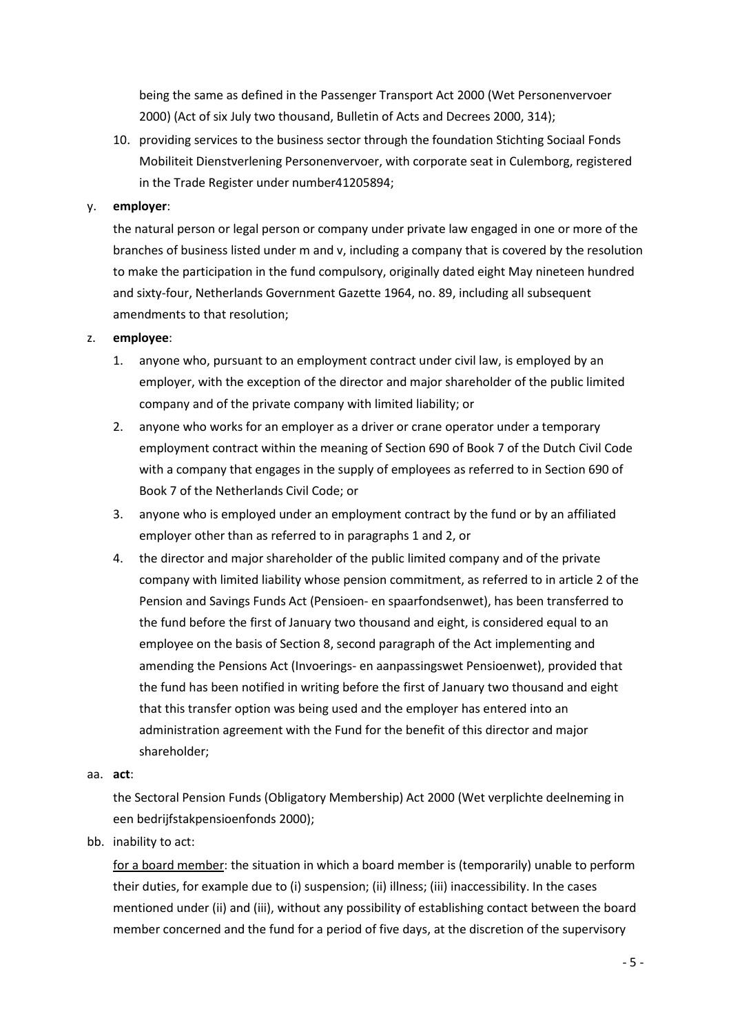being the same as defined in the Passenger Transport Act 2000 (Wet Personenvervoer 2000) (Act of six July two thousand, Bulletin of Acts and Decrees 2000, 314);

10. providing services to the business sector through the foundation Stichting Sociaal Fonds Mobiliteit Dienstverlening Personenvervoer, with corporate seat in Culemborg, registered in the Trade Register under number41205894;

y. **employer**:

the natural person or legal person or company under private law engaged in one or more of the branches of business listed under m and v, including a company that is covered by the resolution to make the participation in the fund compulsory, originally dated eight May nineteen hundred and sixty-four, Netherlands Government Gazette 1964, no. 89, including all subsequent amendments to that resolution;

z. **employee**:

1. anyone who, pursuant to an employment contract under civil law, is employed by an employer, with the exception of the director and major shareholder of the public limited company and of the private company with limited liability; or
2. anyone who works for an employer as a driver or crane operator under a temporary employment contract within the meaning of Section 690 of Book 7 of the Dutch Civil Code with a company that engages in the supply of employees as referred to in Section 690 of Book 7 of the Netherlands Civil Code; or
3. anyone who is employed under an employment contract by the fund or by an affiliated employer other than as referred to in paragraphs 1 and 2, or
4. the director and major shareholder of the public limited company and of the private company with limited liability whose pension commitment, as referred to in article 2 of the Pension and Savings Funds Act (Pensioen- en spaarfondsenwet), has been transferred to the fund before the first of January two thousand and eight, is considered equal to an employee on the basis of Section 8, second paragraph of the Act implementing and amending the Pensions Act (Invoerings- en aanpassingswet Pensioenwet), provided that the fund has been notified in writing before the first of January two thousand and eight that this transfer option was being used and the employer has entered into an administration agreement with the Fund for the benefit of this director and major shareholder;

aa. **act**:

the Sectoral Pension Funds (Obligatory Membership) Act 2000 (Wet verplichte deelneming in een bedrijfstakpensioenfonds 2000);

bb. inability to act:

for a board member: the situation in which a board member is (temporarily) unable to perform their duties, for example due to (i) suspension; (ii) illness; (iii) inaccessibility. In the cases mentioned under (ii) and (iii), without any possibility of establishing contact between the board member concerned and the fund for a period of five days, at the discretion of the supervisory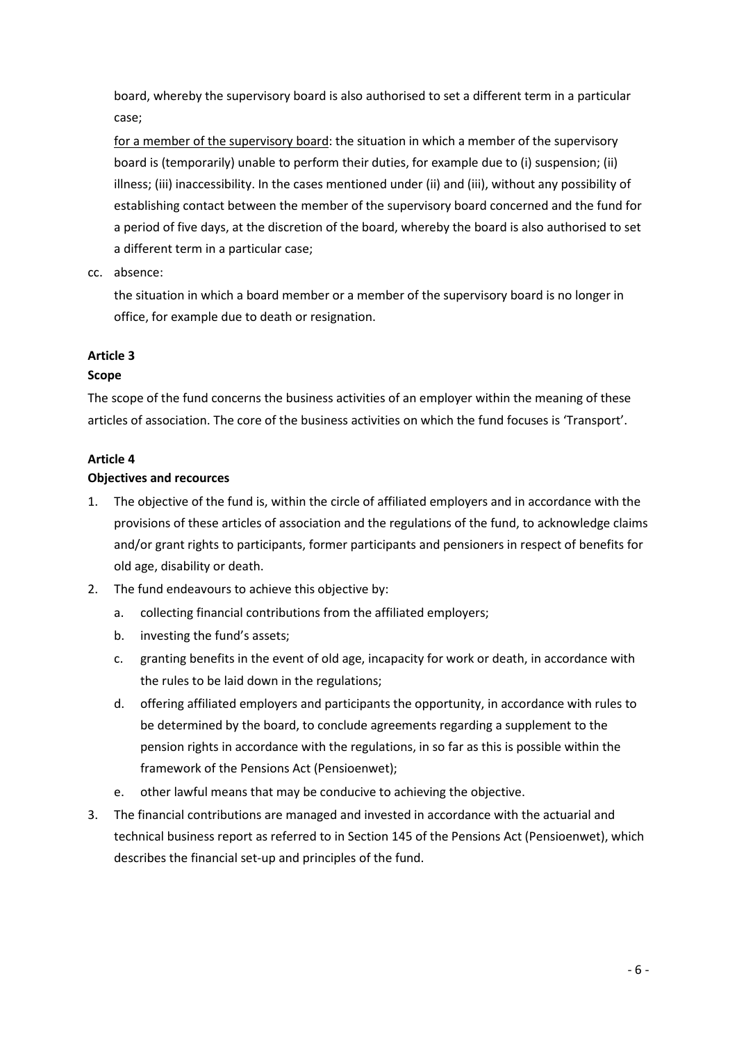board, whereby the supervisory board is also authorised to set a different term in a particular case;

for a member of the supervisory board: the situation in which a member of the supervisory board is (temporarily) unable to perform their duties, for example due to (i) suspension; (ii) illness; (iii) inaccessibility. In the cases mentioned under (ii) and (iii), without any possibility of establishing contact between the member of the supervisory board concerned and the fund for a period of five days, at the discretion of the board, whereby the board is also authorised to set a different term in a particular case;

cc. absence:

the situation in which a board member or a member of the supervisory board is no longer in office, for example due to death or resignation.

**Article 3**

**Scope**

The scope of the fund concerns the business activities of an employer within the meaning of these articles of association. The core of the business activities on which the fund focuses is 'Transport'.

**Article 4**

**Objectives and recources**

1. The objective of the fund is, within the circle of affiliated employers and in accordance with the provisions of these articles of association and the regulations of the fund, to acknowledge claims and/or grant rights to participants, former participants and pensioners in respect of benefits for old age, disability or death.
2. The fund endeavours to achieve this objective by:
   a. collecting financial contributions from the affiliated employers;
   b. investing the fund's assets;
   c. granting benefits in the event of old age, incapacity for work or death, in accordance with the rules to be laid down in the regulations;
   d. offering affiliated employers and participants the opportunity, in accordance with rules to be determined by the board, to conclude agreements regarding a supplement to the pension rights in accordance with the regulations, in so far as this is possible within the framework of the Pensions Act (Pensioenwet);
   e. other lawful means that may be conducive to achieving the objective.
3. The financial contributions are managed and invested in accordance with the actuarial and technical business report as referred to in Section 145 of the Pensions Act (Pensioenwet), which describes the financial set-up and principles of the fund.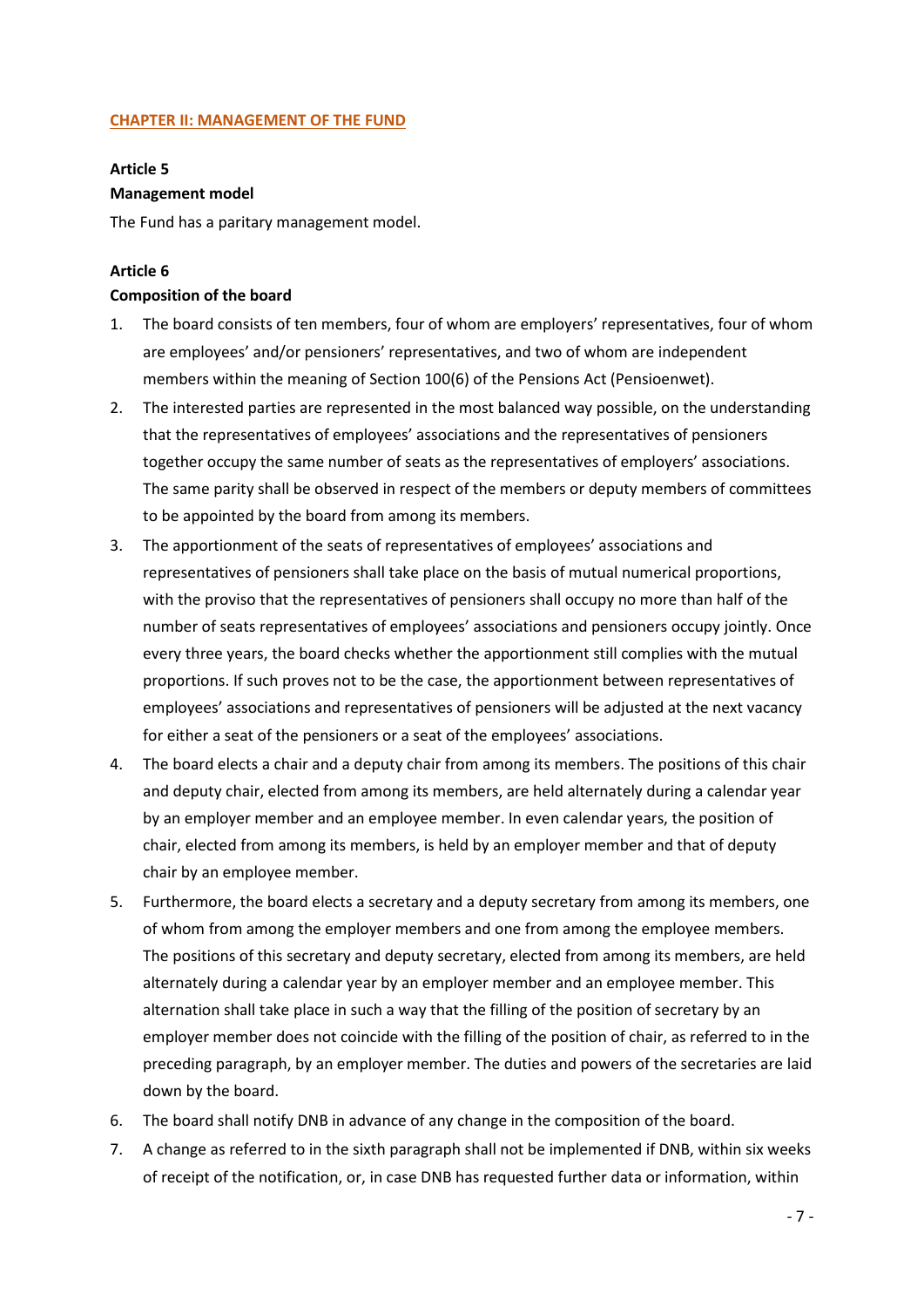## CHAPTER II: MANAGEMENT OF THE FUND

**Article 5**

**Management model**

The Fund has a paritary management model.

**Article 6**

**Composition of the board**

1. The board consists of ten members, four of whom are employers' representatives, four of whom are employees' and/or pensioners' representatives, and two of whom are independent members within the meaning of Section 100(6) of the Pensions Act (Pensioenwet).
2. The interested parties are represented in the most balanced way possible, on the understanding that the representatives of employees' associations and the representatives of pensioners together occupy the same number of seats as the representatives of employers' associations. The same parity shall be observed in respect of the members or deputy members of committees to be appointed by the board from among its members.
3. The apportionment of the seats of representatives of employees' associations and representatives of pensioners shall take place on the basis of mutual numerical proportions, with the proviso that the representatives of pensioners shall occupy no more than half of the number of seats representatives of employees' associations and pensioners occupy jointly. Once every three years, the board checks whether the apportionment still complies with the mutual proportions. If such proves not to be the case, the apportionment between representatives of employees' associations and representatives of pensioners will be adjusted at the next vacancy for either a seat of the pensioners or a seat of the employees' associations.
4. The board elects a chair and a deputy chair from among its members. The positions of this chair and deputy chair, elected from among its members, are held alternately during a calendar year by an employer member and an employee member. In even calendar years, the position of chair, elected from among its members, is held by an employer member and that of deputy chair by an employee member.
5. Furthermore, the board elects a secretary and a deputy secretary from among its members, one of whom from among the employer members and one from among the employee members. The positions of this secretary and deputy secretary, elected from among its members, are held alternately during a calendar year by an employer member and an employee member. This alternation shall take place in such a way that the filling of the position of secretary by an employer member does not coincide with the filling of the position of chair, as referred to in the preceding paragraph, by an employer member. The duties and powers of the secretaries are laid down by the board.
6. The board shall notify DNB in advance of any change in the composition of the board.
7. A change as referred to in the sixth paragraph shall not be implemented if DNB, within six weeks of receipt of the notification, or, in case DNB has requested further data or information, within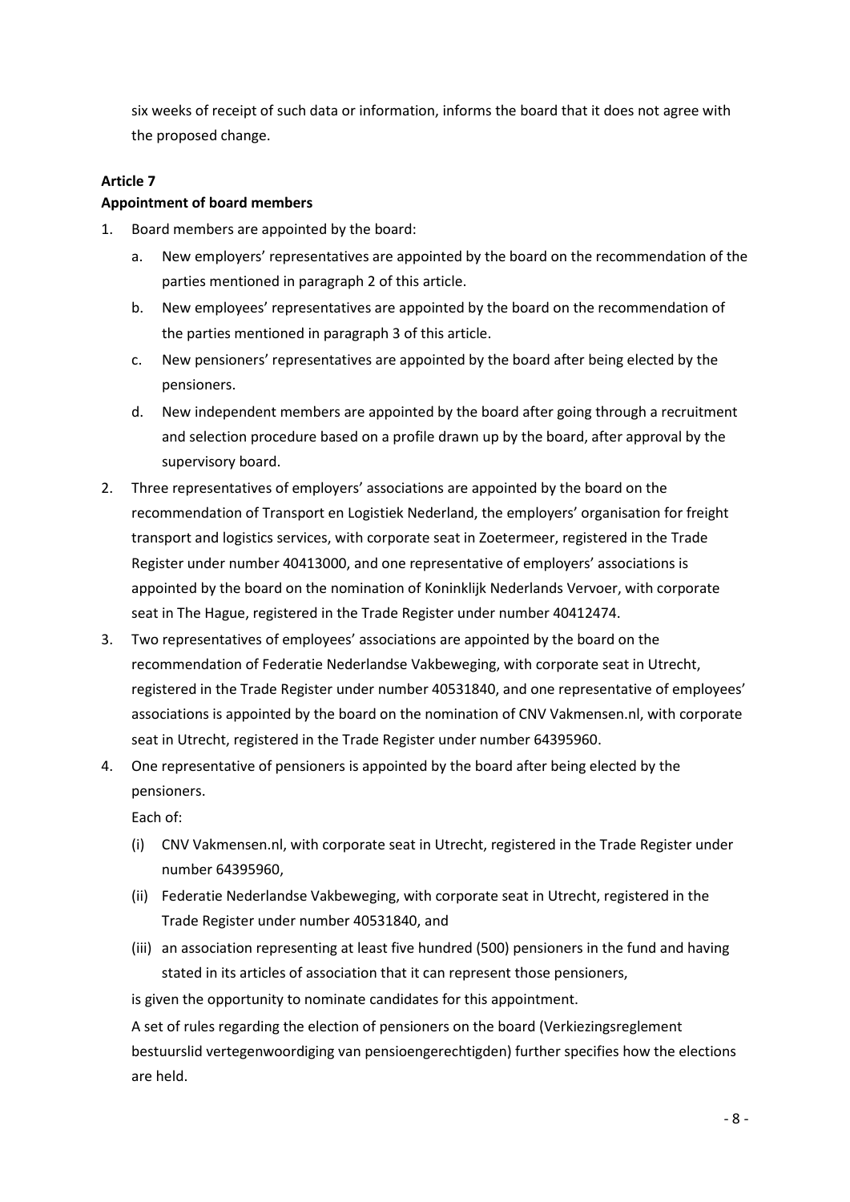six weeks of receipt of such data or information, informs the board that it does not agree with the proposed change.

**Article 7**

**Appointment of board members**

1. Board members are appointed by the board:
   a. New employers' representatives are appointed by the board on the recommendation of the parties mentioned in paragraph 2 of this article.
   b. New employees' representatives are appointed by the board on the recommendation of the parties mentioned in paragraph 3 of this article.
   c. New pensioners' representatives are appointed by the board after being elected by the pensioners.
   d. New independent members are appointed by the board after going through a recruitment and selection procedure based on a profile drawn up by the board, after approval by the supervisory board.
2. Three representatives of employers' associations are appointed by the board on the recommendation of Transport en Logistiek Nederland, the employers' organisation for freight transport and logistics services, with corporate seat in Zoetermeer, registered in the Trade Register under number 40413000, and one representative of employers' associations is appointed by the board on the nomination of Koninklijk Nederlands Vervoer, with corporate seat in The Hague, registered in the Trade Register under number 40412474.
3. Two representatives of employees' associations are appointed by the board on the recommendation of Federatie Nederlandse Vakbeweging, with corporate seat in Utrecht, registered in the Trade Register under number 40531840, and one representative of employees' associations is appointed by the board on the nomination of CNV Vakmensen.nl, with corporate seat in Utrecht, registered in the Trade Register under number 64395960.
4. One representative of pensioners is appointed by the board after being elected by the pensioners.

   Each of:

   (i) CNV Vakmensen.nl, with corporate seat in Utrecht, registered in the Trade Register under number 64395960,

   (ii) Federatie Nederlandse Vakbeweging, with corporate seat in Utrecht, registered in the Trade Register under number 40531840, and

   (iii) an association representing at least five hundred (500) pensioners in the fund and having stated in its articles of association that it can represent those pensioners,

   is given the opportunity to nominate candidates for this appointment.

   A set of rules regarding the election of pensioners on the board (Verkiezingsreglement bestuurslid vertegenwoordiging van pensioengerechtigden) further specifies how the elections are held.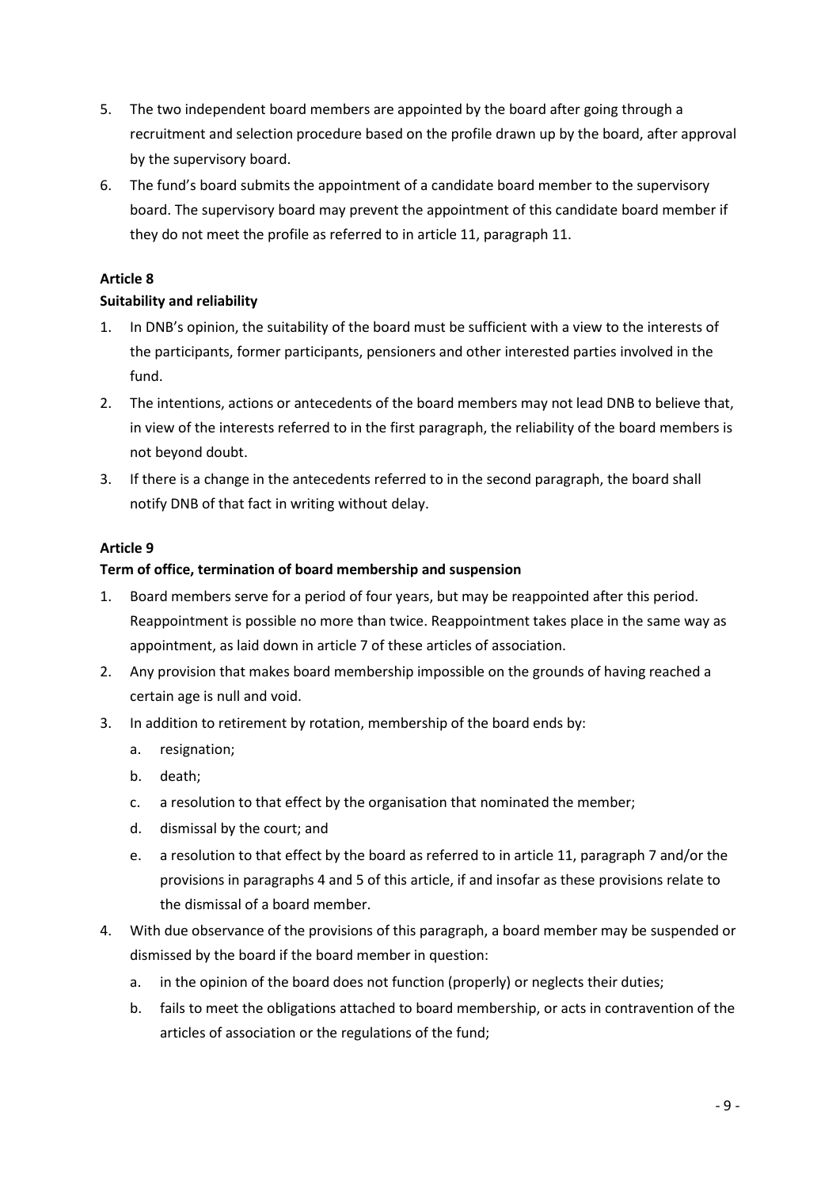5. The two independent board members are appointed by the board after going through a recruitment and selection procedure based on the profile drawn up by the board, after approval by the supervisory board.
6. The fund's board submits the appointment of a candidate board member to the supervisory board. The supervisory board may prevent the appointment of this candidate board member if they do not meet the profile as referred to in article 11, paragraph 11.

**Article 8**

**Suitability and reliability**

1. In DNB's opinion, the suitability of the board must be sufficient with a view to the interests of the participants, former participants, pensioners and other interested parties involved in the fund.
2. The intentions, actions or antecedents of the board members may not lead DNB to believe that, in view of the interests referred to in the first paragraph, the reliability of the board members is not beyond doubt.
3. If there is a change in the antecedents referred to in the second paragraph, the board shall notify DNB of that fact in writing without delay.

**Article 9**

**Term of office, termination of board membership and suspension**

1. Board members serve for a period of four years, but may be reappointed after this period. Reappointment is possible no more than twice. Reappointment takes place in the same way as appointment, as laid down in article 7 of these articles of association.
2. Any provision that makes board membership impossible on the grounds of having reached a certain age is null and void.
3. In addition to retirement by rotation, membership of the board ends by:
   a. resignation;
   b. death;
   c. a resolution to that effect by the organisation that nominated the member;
   d. dismissal by the court; and
   e. a resolution to that effect by the board as referred to in article 11, paragraph 7 and/or the provisions in paragraphs 4 and 5 of this article, if and insofar as these provisions relate to the dismissal of a board member.
4. With due observance of the provisions of this paragraph, a board member may be suspended or dismissed by the board if the board member in question:
   a. in the opinion of the board does not function (properly) or neglects their duties;
   b. fails to meet the obligations attached to board membership, or acts in contravention of the articles of association or the regulations of the fund;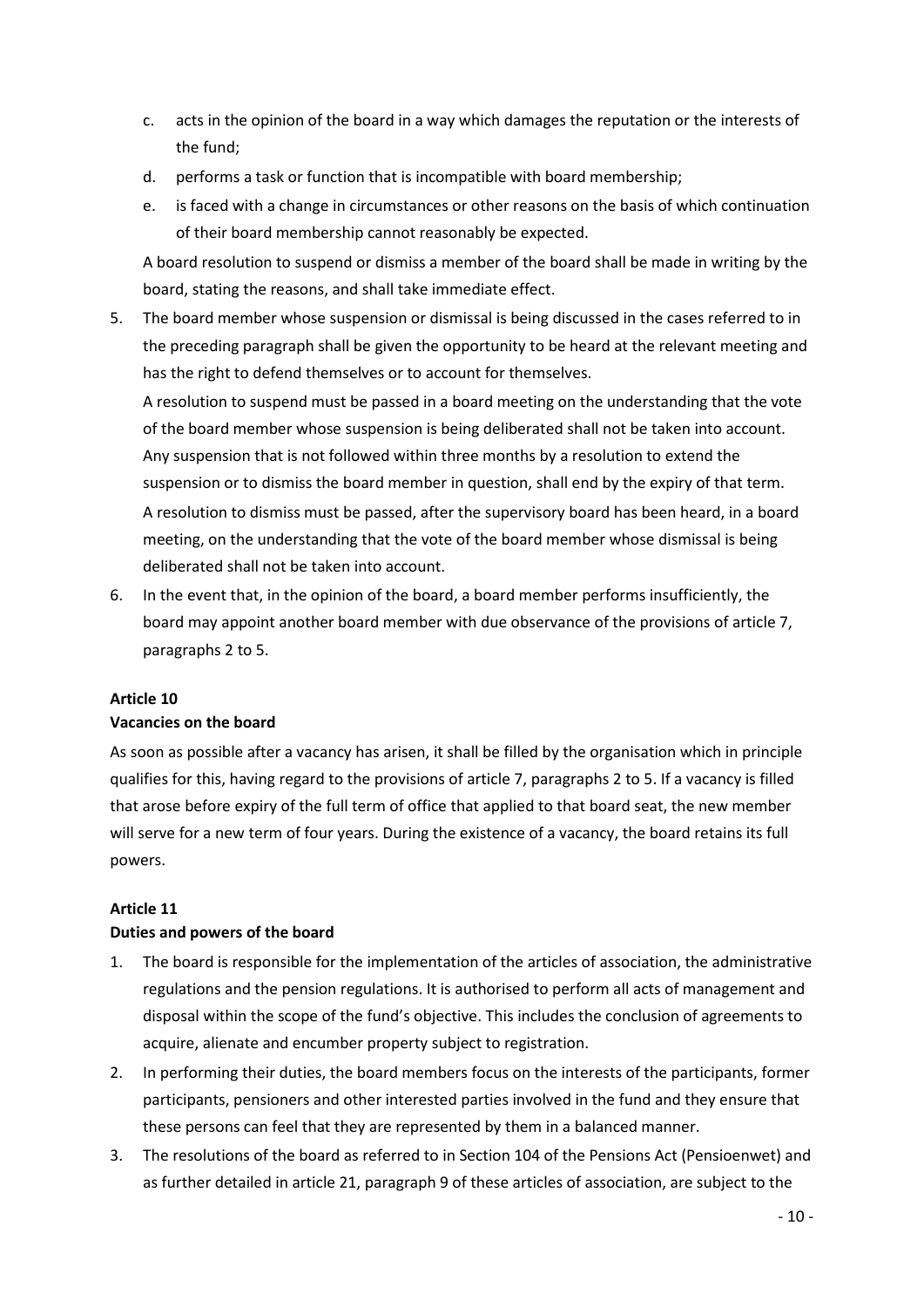c. acts in the opinion of the board in a way which damages the reputation or the interests of the fund;
d. performs a task or function that is incompatible with board membership;
e. is faced with a change in circumstances or other reasons on the basis of which continuation of their board membership cannot reasonably be expected.

A board resolution to suspend or dismiss a member of the board shall be made in writing by the board, stating the reasons, and shall take immediate effect.

5. The board member whose suspension or dismissal is being discussed in the cases referred to in the preceding paragraph shall be given the opportunity to be heard at the relevant meeting and has the right to defend themselves or to account for themselves.

   A resolution to suspend must be passed in a board meeting on the understanding that the vote of the board member whose suspension is being deliberated shall not be taken into account. Any suspension that is not followed within three months by a resolution to extend the suspension or to dismiss the board member in question, shall end by the expiry of that term.

   A resolution to dismiss must be passed, after the supervisory board has been heard, in a board meeting, on the understanding that the vote of the board member whose dismissal is being deliberated shall not be taken into account.
6. In the event that, in the opinion of the board, a board member performs insufficiently, the board may appoint another board member with due observance of the provisions of article 7, paragraphs 2 to 5.

**Article 10**

**Vacancies on the board**

As soon as possible after a vacancy has arisen, it shall be filled by the organisation which in principle qualifies for this, having regard to the provisions of article 7, paragraphs 2 to 5. If a vacancy is filled that arose before expiry of the full term of office that applied to that board seat, the new member will serve for a new term of four years. During the existence of a vacancy, the board retains its full powers.

**Article 11**

**Duties and powers of the board**

1. The board is responsible for the implementation of the articles of association, the administrative regulations and the pension regulations. It is authorised to perform all acts of management and disposal within the scope of the fund's objective. This includes the conclusion of agreements to acquire, alienate and encumber property subject to registration.
2. In performing their duties, the board members focus on the interests of the participants, former participants, pensioners and other interested parties involved in the fund and they ensure that these persons can feel that they are represented by them in a balanced manner.
3. The resolutions of the board as referred to in Section 104 of the Pensions Act (Pensioenwet) and as further detailed in article 21, paragraph 9 of these articles of association, are subject to the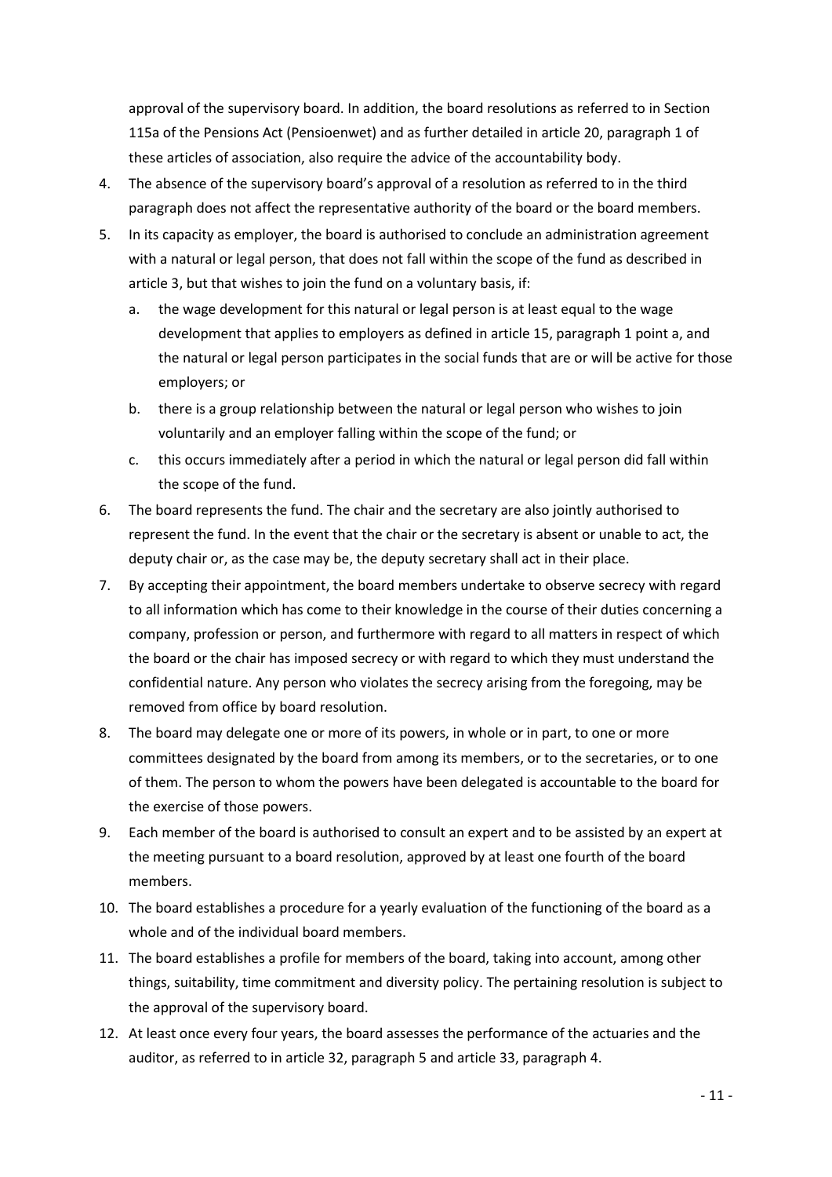approval of the supervisory board. In addition, the board resolutions as referred to in Section 115a of the Pensions Act (Pensioenwet) and as further detailed in article 20, paragraph 1 of these articles of association, also require the advice of the accountability body.

4. The absence of the supervisory board's approval of a resolution as referred to in the third paragraph does not affect the representative authority of the board or the board members.
5. In its capacity as employer, the board is authorised to conclude an administration agreement with a natural or legal person, that does not fall within the scope of the fund as described in article 3, but that wishes to join the fund on a voluntary basis, if:
   a. the wage development for this natural or legal person is at least equal to the wage development that applies to employers as defined in article 15, paragraph 1 point a, and the natural or legal person participates in the social funds that are or will be active for those employers; or
   b. there is a group relationship between the natural or legal person who wishes to join voluntarily and an employer falling within the scope of the fund; or
   c. this occurs immediately after a period in which the natural or legal person did fall within the scope of the fund.
6. The board represents the fund. The chair and the secretary are also jointly authorised to represent the fund. In the event that the chair or the secretary is absent or unable to act, the deputy chair or, as the case may be, the deputy secretary shall act in their place.
7. By accepting their appointment, the board members undertake to observe secrecy with regard to all information which has come to their knowledge in the course of their duties concerning a company, profession or person, and furthermore with regard to all matters in respect of which the board or the chair has imposed secrecy or with regard to which they must understand the confidential nature. Any person who violates the secrecy arising from the foregoing, may be removed from office by board resolution.
8. The board may delegate one or more of its powers, in whole or in part, to one or more committees designated by the board from among its members, or to the secretaries, or to one of them. The person to whom the powers have been delegated is accountable to the board for the exercise of those powers.
9. Each member of the board is authorised to consult an expert and to be assisted by an expert at the meeting pursuant to a board resolution, approved by at least one fourth of the board members.
10. The board establishes a procedure for a yearly evaluation of the functioning of the board as a whole and of the individual board members.
11. The board establishes a profile for members of the board, taking into account, among other things, suitability, time commitment and diversity policy. The pertaining resolution is subject to the approval of the supervisory board.
12. At least once every four years, the board assesses the performance of the actuaries and the auditor, as referred to in article 32, paragraph 5 and article 33, paragraph 4.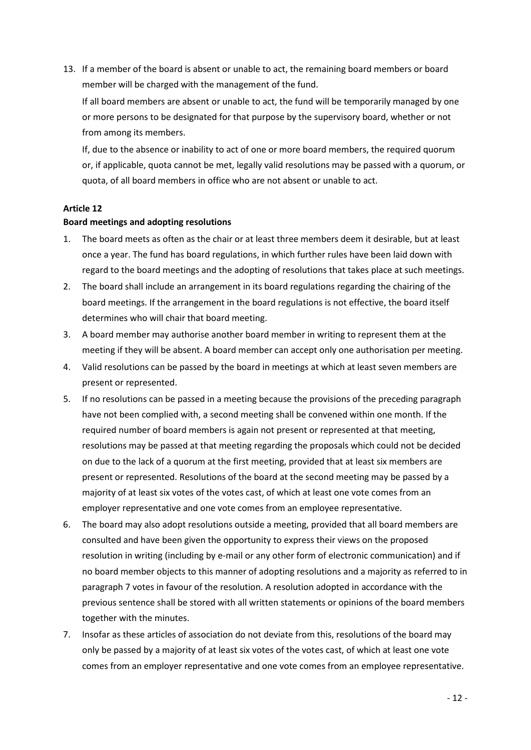13. If a member of the board is absent or unable to act, the remaining board members or board member will be charged with the management of the fund.

    If all board members are absent or unable to act, the fund will be temporarily managed by one or more persons to be designated for that purpose by the supervisory board, whether or not from among its members.

    If, due to the absence or inability to act of one or more board members, the required quorum or, if applicable, quota cannot be met, legally valid resolutions may be passed with a quorum, or quota, of all board members in office who are not absent or unable to act.

**Article 12**

**Board meetings and adopting resolutions**

1. The board meets as often as the chair or at least three members deem it desirable, but at least once a year. The fund has board regulations, in which further rules have been laid down with regard to the board meetings and the adopting of resolutions that takes place at such meetings.
2. The board shall include an arrangement in its board regulations regarding the chairing of the board meetings. If the arrangement in the board regulations is not effective, the board itself determines who will chair that board meeting.
3. A board member may authorise another board member in writing to represent them at the meeting if they will be absent. A board member can accept only one authorisation per meeting.
4. Valid resolutions can be passed by the board in meetings at which at least seven members are present or represented.
5. If no resolutions can be passed in a meeting because the provisions of the preceding paragraph have not been complied with, a second meeting shall be convened within one month. If the required number of board members is again not present or represented at that meeting, resolutions may be passed at that meeting regarding the proposals which could not be decided on due to the lack of a quorum at the first meeting, provided that at least six members are present or represented. Resolutions of the board at the second meeting may be passed by a majority of at least six votes of the votes cast, of which at least one vote comes from an employer representative and one vote comes from an employee representative.
6. The board may also adopt resolutions outside a meeting, provided that all board members are consulted and have been given the opportunity to express their views on the proposed resolution in writing (including by e-mail or any other form of electronic communication) and if no board member objects to this manner of adopting resolutions and a majority as referred to in paragraph 7 votes in favour of the resolution. A resolution adopted in accordance with the previous sentence shall be stored with all written statements or opinions of the board members together with the minutes.
7. Insofar as these articles of association do not deviate from this, resolutions of the board may only be passed by a majority of at least six votes of the votes cast, of which at least one vote comes from an employer representative and one vote comes from an employee representative.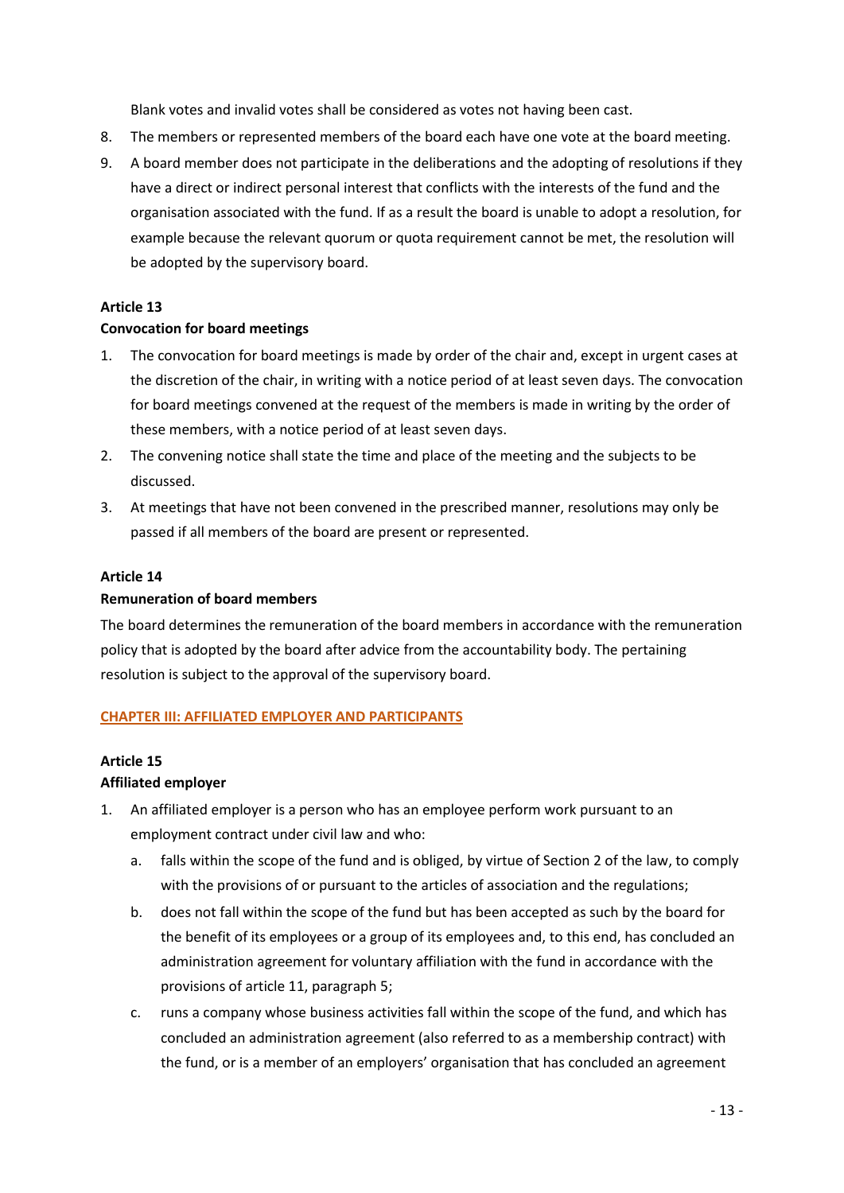Blank votes and invalid votes shall be considered as votes not having been cast.

8. The members or represented members of the board each have one vote at the board meeting.
9. A board member does not participate in the deliberations and the adopting of resolutions if they have a direct or indirect personal interest that conflicts with the interests of the fund and the organisation associated with the fund. If as a result the board is unable to adopt a resolution, for example because the relevant quorum or quota requirement cannot be met, the resolution will be adopted by the supervisory board.

**Article 13**
**Convocation for board meetings**

1. The convocation for board meetings is made by order of the chair and, except in urgent cases at the discretion of the chair, in writing with a notice period of at least seven days. The convocation for board meetings convened at the request of the members is made in writing by the order of these members, with a notice period of at least seven days.
2. The convening notice shall state the time and place of the meeting and the subjects to be discussed.
3. At meetings that have not been convened in the prescribed manner, resolutions may only be passed if all members of the board are present or represented.

**Article 14**
**Remuneration of board members**

The board determines the remuneration of the board members in accordance with the remuneration policy that is adopted by the board after advice from the accountability body. The pertaining resolution is subject to the approval of the supervisory board.

## CHAPTER III: AFFILIATED EMPLOYER AND PARTICIPANTS

**Article 15**
**Affiliated employer**

1. An affiliated employer is a person who has an employee perform work pursuant to an employment contract under civil law and who:
   a. falls within the scope of the fund and is obliged, by virtue of Section 2 of the law, to comply with the provisions of or pursuant to the articles of association and the regulations;
   b. does not fall within the scope of the fund but has been accepted as such by the board for the benefit of its employees or a group of its employees and, to this end, has concluded an administration agreement for voluntary affiliation with the fund in accordance with the provisions of article 11, paragraph 5;
   c. runs a company whose business activities fall within the scope of the fund, and which has concluded an administration agreement (also referred to as a membership contract) with the fund, or is a member of an employers' organisation that has concluded an agreement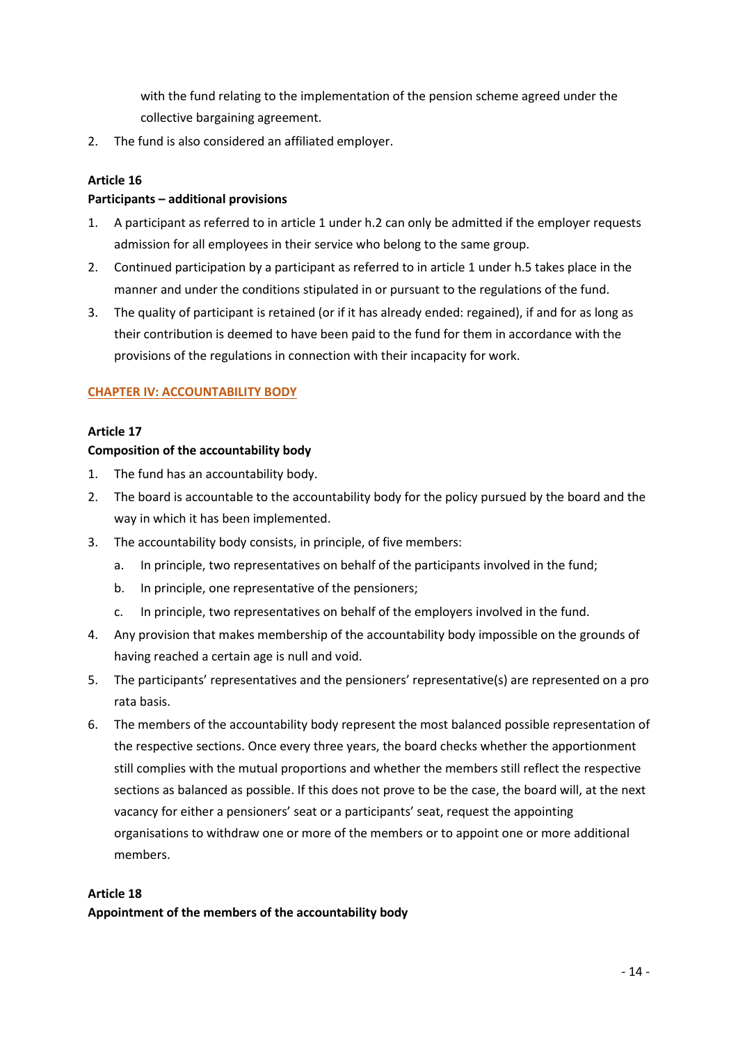with the fund relating to the implementation of the pension scheme agreed under the collective bargaining agreement.

2. The fund is also considered an affiliated employer.

**Article 16**
**Participants – additional provisions**

1. A participant as referred to in article 1 under h.2 can only be admitted if the employer requests admission for all employees in their service who belong to the same group.
2. Continued participation by a participant as referred to in article 1 under h.5 takes place in the manner and under the conditions stipulated in or pursuant to the regulations of the fund.
3. The quality of participant is retained (or if it has already ended: regained), if and for as long as their contribution is deemed to have been paid to the fund for them in accordance with the provisions of the regulations in connection with their incapacity for work.

## CHAPTER IV: ACCOUNTABILITY BODY

**Article 17**
**Composition of the accountability body**

1. The fund has an accountability body.
2. The board is accountable to the accountability body for the policy pursued by the board and the way in which it has been implemented.
3. The accountability body consists, in principle, of five members:
   a. In principle, two representatives on behalf of the participants involved in the fund;
   b. In principle, one representative of the pensioners;
   c. In principle, two representatives on behalf of the employers involved in the fund.
4. Any provision that makes membership of the accountability body impossible on the grounds of having reached a certain age is null and void.
5. The participants' representatives and the pensioners' representative(s) are represented on a pro rata basis.
6. The members of the accountability body represent the most balanced possible representation of the respective sections. Once every three years, the board checks whether the apportionment still complies with the mutual proportions and whether the members still reflect the respective sections as balanced as possible. If this does not prove to be the case, the board will, at the next vacancy for either a pensioners' seat or a participants' seat, request the appointing organisations to withdraw one or more of the members or to appoint one or more additional members.

**Article 18**
**Appointment of the members of the accountability body**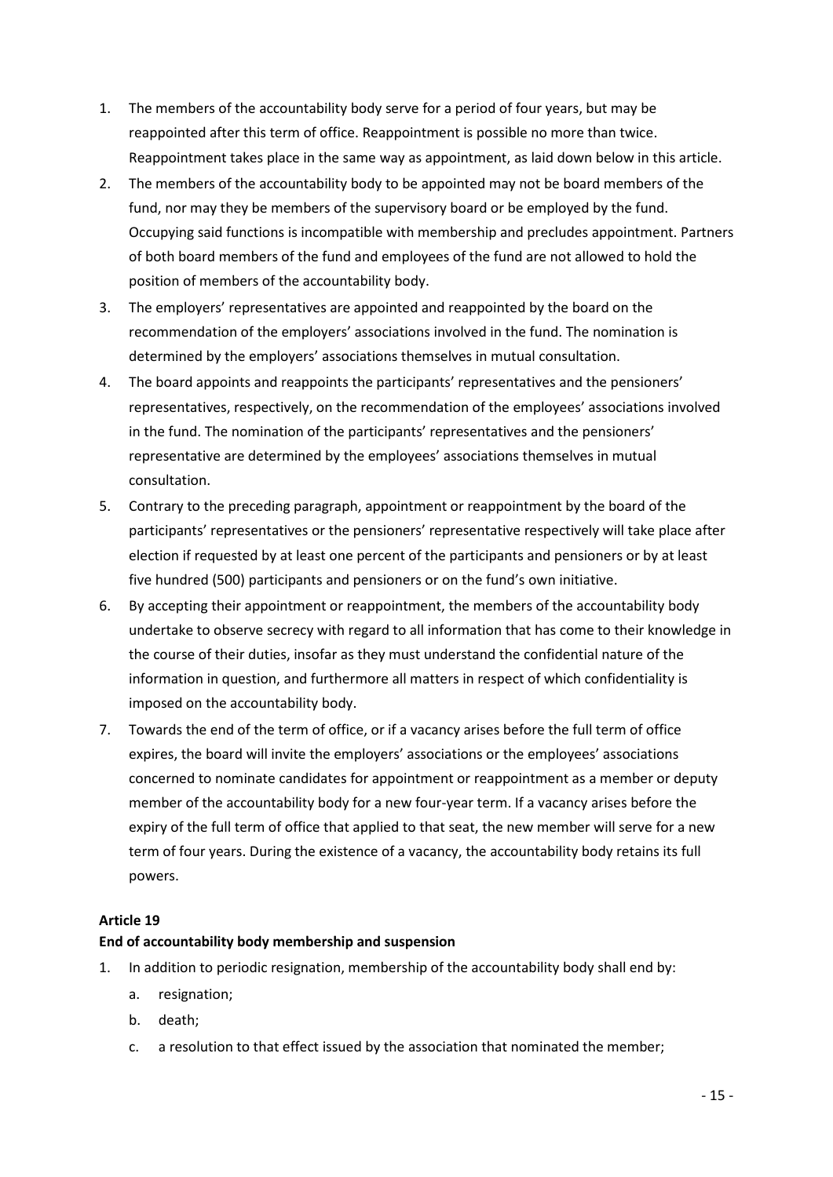1. The members of the accountability body serve for a period of four years, but may be reappointed after this term of office. Reappointment is possible no more than twice. Reappointment takes place in the same way as appointment, as laid down below in this article.
2. The members of the accountability body to be appointed may not be board members of the fund, nor may they be members of the supervisory board or be employed by the fund. Occupying said functions is incompatible with membership and precludes appointment. Partners of both board members of the fund and employees of the fund are not allowed to hold the position of members of the accountability body.
3. The employers' representatives are appointed and reappointed by the board on the recommendation of the employers' associations involved in the fund. The nomination is determined by the employers' associations themselves in mutual consultation.
4. The board appoints and reappoints the participants' representatives and the pensioners' representatives, respectively, on the recommendation of the employees' associations involved in the fund. The nomination of the participants' representatives and the pensioners' representative are determined by the employees' associations themselves in mutual consultation.
5. Contrary to the preceding paragraph, appointment or reappointment by the board of the participants' representatives or the pensioners' representative respectively will take place after election if requested by at least one percent of the participants and pensioners or by at least five hundred (500) participants and pensioners or on the fund's own initiative.
6. By accepting their appointment or reappointment, the members of the accountability body undertake to observe secrecy with regard to all information that has come to their knowledge in the course of their duties, insofar as they must understand the confidential nature of the information in question, and furthermore all matters in respect of which confidentiality is imposed on the accountability body.
7. Towards the end of the term of office, or if a vacancy arises before the full term of office expires, the board will invite the employers' associations or the employees' associations concerned to nominate candidates for appointment or reappointment as a member or deputy member of the accountability body for a new four-year term. If a vacancy arises before the expiry of the full term of office that applied to that seat, the new member will serve for a new term of four years. During the existence of a vacancy, the accountability body retains its full powers.

**Article 19**

**End of accountability body membership and suspension**

1. In addition to periodic resignation, membership of the accountability body shall end by:
   a. resignation;
   b. death;
   c. a resolution to that effect issued by the association that nominated the member;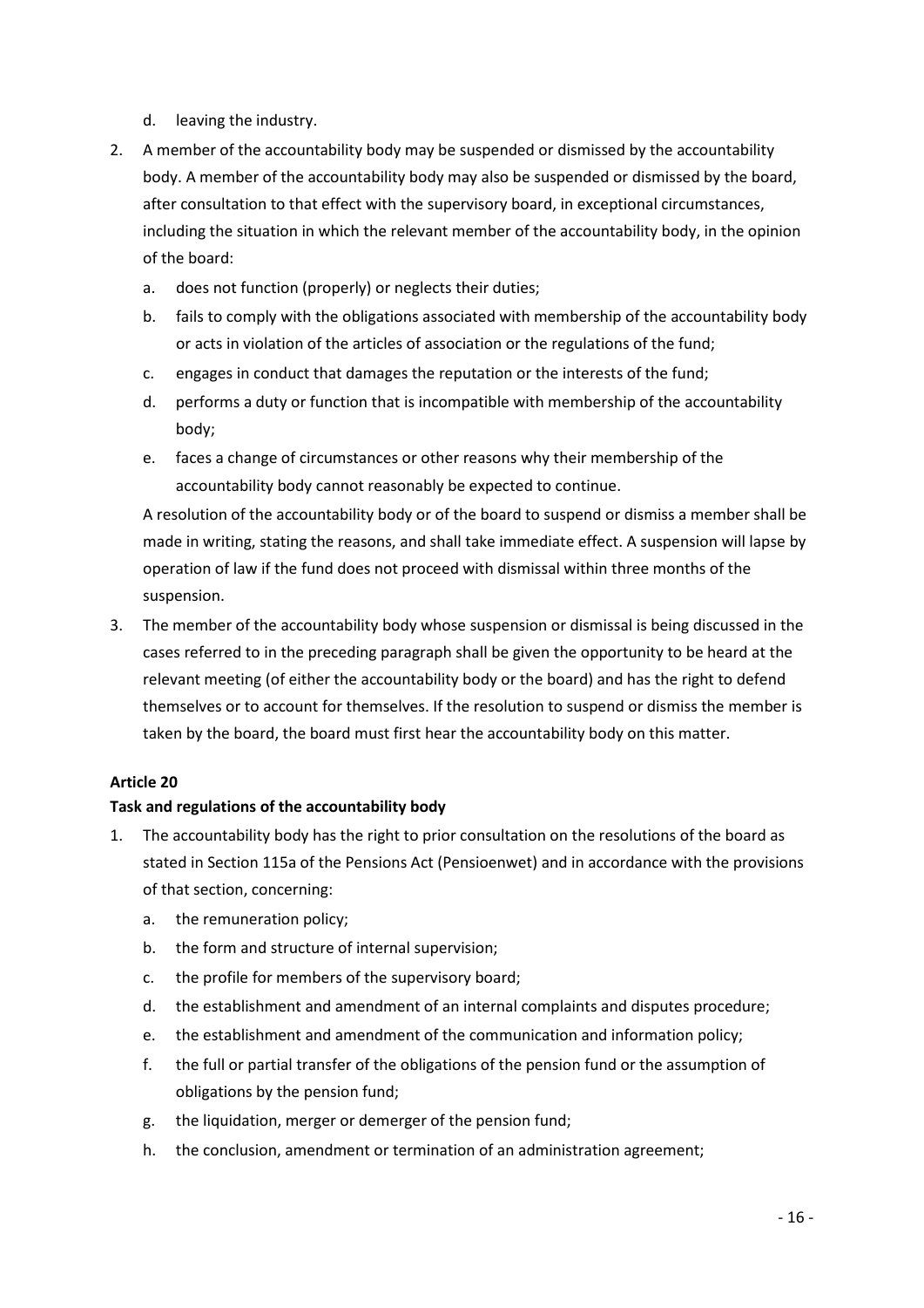d. leaving the industry.

2. A member of the accountability body may be suspended or dismissed by the accountability body. A member of the accountability body may also be suspended or dismissed by the board, after consultation to that effect with the supervisory board, in exceptional circumstances, including the situation in which the relevant member of the accountability body, in the opinion of the board:
   a. does not function (properly) or neglects their duties;
   b. fails to comply with the obligations associated with membership of the accountability body or acts in violation of the articles of association or the regulations of the fund;
   c. engages in conduct that damages the reputation or the interests of the fund;
   d. performs a duty or function that is incompatible with membership of the accountability body;
   e. faces a change of circumstances or other reasons why their membership of the accountability body cannot reasonably be expected to continue.

   A resolution of the accountability body or of the board to suspend or dismiss a member shall be made in writing, stating the reasons, and shall take immediate effect. A suspension will lapse by operation of law if the fund does not proceed with dismissal within three months of the suspension.

3. The member of the accountability body whose suspension or dismissal is being discussed in the cases referred to in the preceding paragraph shall be given the opportunity to be heard at the relevant meeting (of either the accountability body or the board) and has the right to defend themselves or to account for themselves. If the resolution to suspend or dismiss the member is taken by the board, the board must first hear the accountability body on this matter.

**Article 20**

**Task and regulations of the accountability body**

1. The accountability body has the right to prior consultation on the resolutions of the board as stated in Section 115a of the Pensions Act (Pensioenwet) and in accordance with the provisions of that section, concerning:
   a. the remuneration policy;
   b. the form and structure of internal supervision;
   c. the profile for members of the supervisory board;
   d. the establishment and amendment of an internal complaints and disputes procedure;
   e. the establishment and amendment of the communication and information policy;
   f. the full or partial transfer of the obligations of the pension fund or the assumption of obligations by the pension fund;
   g. the liquidation, merger or demerger of the pension fund;
   h. the conclusion, amendment or termination of an administration agreement;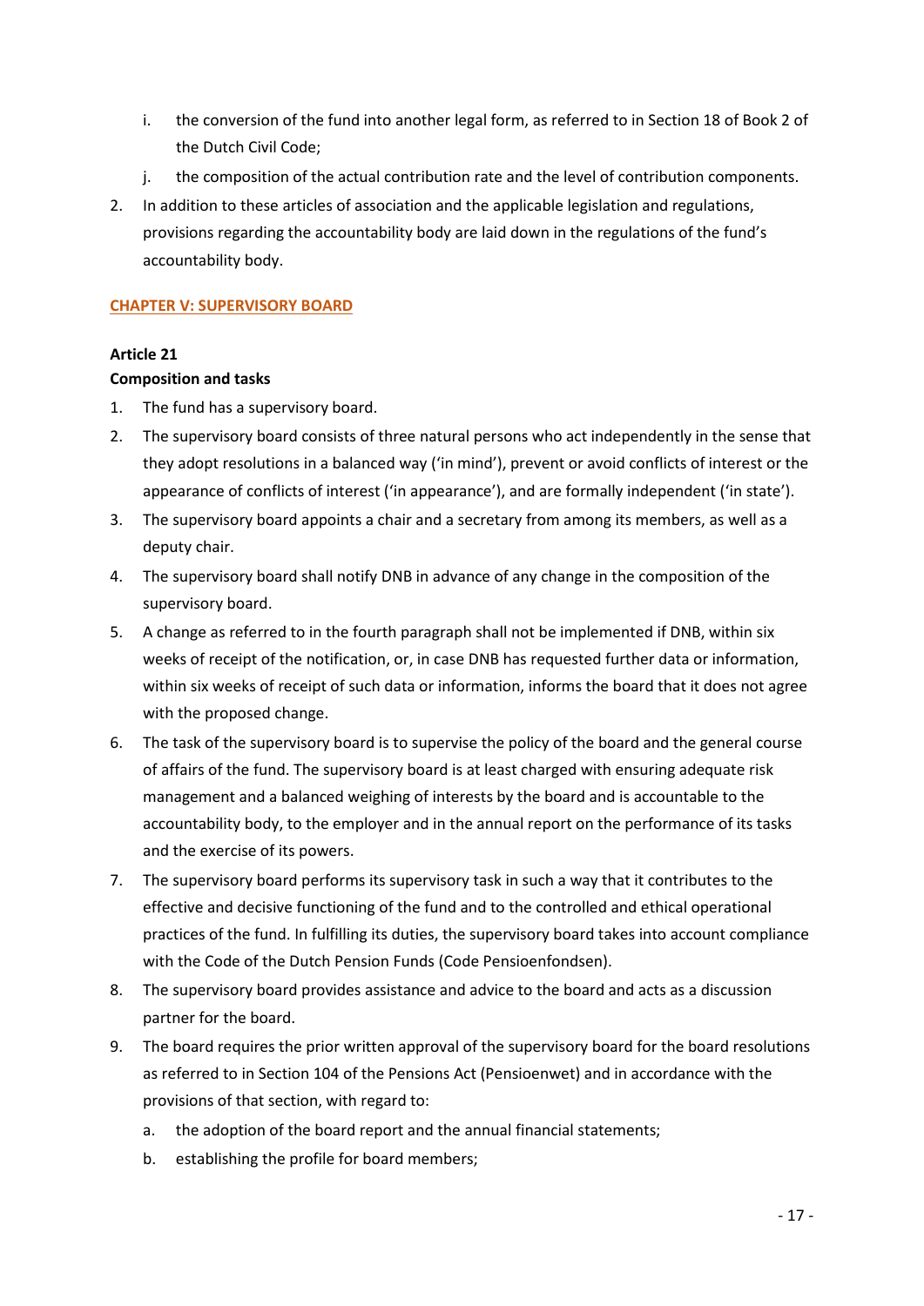i. the conversion of the fund into another legal form, as referred to in Section 18 of Book 2 of the Dutch Civil Code;
j. the composition of the actual contribution rate and the level of contribution components.

2. In addition to these articles of association and the applicable legislation and regulations, provisions regarding the accountability body are laid down in the regulations of the fund's accountability body.

## CHAPTER V: SUPERVISORY BOARD

### Article 21

**Composition and tasks**

1. The fund has a supervisory board.
2. The supervisory board consists of three natural persons who act independently in the sense that they adopt resolutions in a balanced way ('in mind'), prevent or avoid conflicts of interest or the appearance of conflicts of interest ('in appearance'), and are formally independent ('in state').
3. The supervisory board appoints a chair and a secretary from among its members, as well as a deputy chair.
4. The supervisory board shall notify DNB in advance of any change in the composition of the supervisory board.
5. A change as referred to in the fourth paragraph shall not be implemented if DNB, within six weeks of receipt of the notification, or, in case DNB has requested further data or information, within six weeks of receipt of such data or information, informs the board that it does not agree with the proposed change.
6. The task of the supervisory board is to supervise the policy of the board and the general course of affairs of the fund. The supervisory board is at least charged with ensuring adequate risk management and a balanced weighing of interests by the board and is accountable to the accountability body, to the employer and in the annual report on the performance of its tasks and the exercise of its powers.
7. The supervisory board performs its supervisory task in such a way that it contributes to the effective and decisive functioning of the fund and to the controlled and ethical operational practices of the fund. In fulfilling its duties, the supervisory board takes into account compliance with the Code of the Dutch Pension Funds (Code Pensioenfondsen).
8. The supervisory board provides assistance and advice to the board and acts as a discussion partner for the board.
9. The board requires the prior written approval of the supervisory board for the board resolutions as referred to in Section 104 of the Pensions Act (Pensioenwet) and in accordance with the provisions of that section, with regard to:
   a. the adoption of the board report and the annual financial statements;
   b. establishing the profile for board members;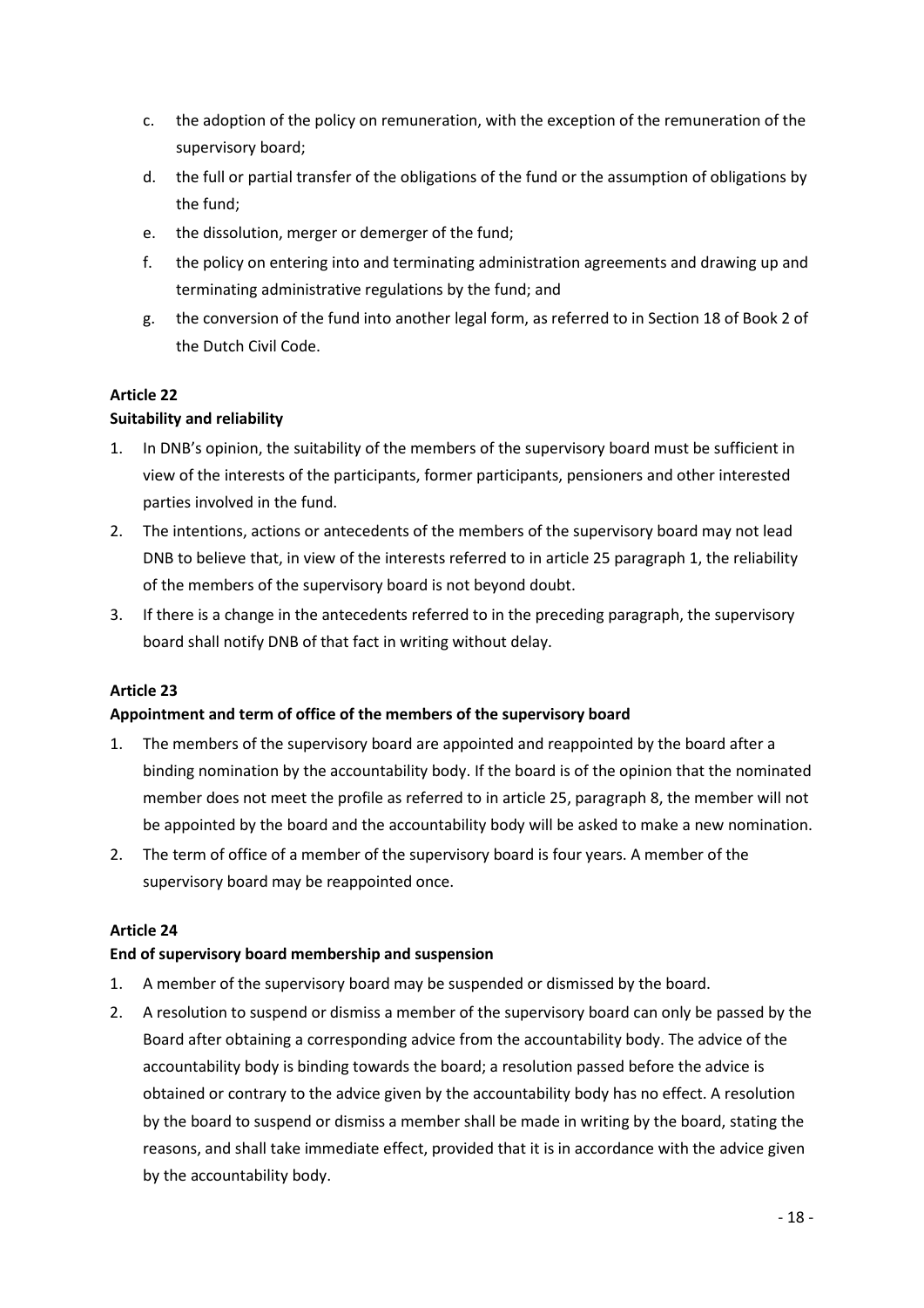c. the adoption of the policy on remuneration, with the exception of the remuneration of the supervisory board;
d. the full or partial transfer of the obligations of the fund or the assumption of obligations by the fund;
e. the dissolution, merger or demerger of the fund;
f. the policy on entering into and terminating administration agreements and drawing up and terminating administrative regulations by the fund; and
g. the conversion of the fund into another legal form, as referred to in Section 18 of Book 2 of the Dutch Civil Code.

**Article 22**
**Suitability and reliability**

1. In DNB's opinion, the suitability of the members of the supervisory board must be sufficient in view of the interests of the participants, former participants, pensioners and other interested parties involved in the fund.
2. The intentions, actions or antecedents of the members of the supervisory board may not lead DNB to believe that, in view of the interests referred to in article 25 paragraph 1, the reliability of the members of the supervisory board is not beyond doubt.
3. If there is a change in the antecedents referred to in the preceding paragraph, the supervisory board shall notify DNB of that fact in writing without delay.

**Article 23**
**Appointment and term of office of the members of the supervisory board**

1. The members of the supervisory board are appointed and reappointed by the board after a binding nomination by the accountability body. If the board is of the opinion that the nominated member does not meet the profile as referred to in article 25, paragraph 8, the member will not be appointed by the board and the accountability body will be asked to make a new nomination.
2. The term of office of a member of the supervisory board is four years. A member of the supervisory board may be reappointed once.

**Article 24**
**End of supervisory board membership and suspension**

1. A member of the supervisory board may be suspended or dismissed by the board.
2. A resolution to suspend or dismiss a member of the supervisory board can only be passed by the Board after obtaining a corresponding advice from the accountability body. The advice of the accountability body is binding towards the board; a resolution passed before the advice is obtained or contrary to the advice given by the accountability body has no effect. A resolution by the board to suspend or dismiss a member shall be made in writing by the board, stating the reasons, and shall take immediate effect, provided that it is in accordance with the advice given by the accountability body.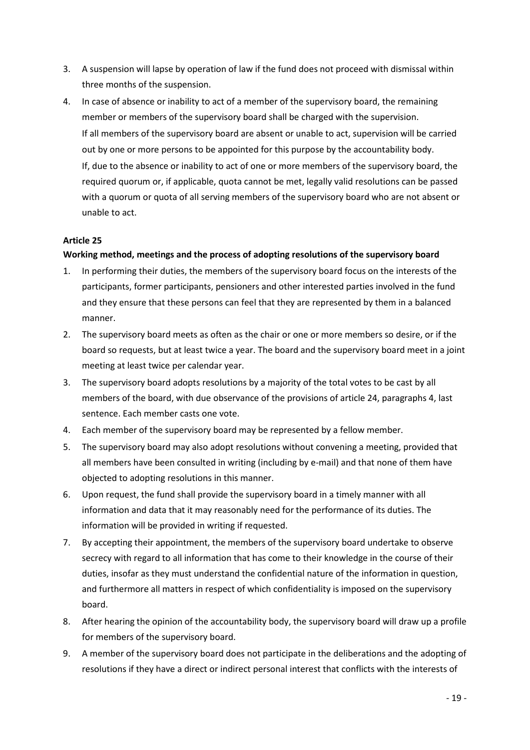3. A suspension will lapse by operation of law if the fund does not proceed with dismissal within three months of the suspension.
4. In case of absence or inability to act of a member of the supervisory board, the remaining member or members of the supervisory board shall be charged with the supervision. If all members of the supervisory board are absent or unable to act, supervision will be carried out by one or more persons to be appointed for this purpose by the accountability body. If, due to the absence or inability to act of one or more members of the supervisory board, the required quorum or, if applicable, quota cannot be met, legally valid resolutions can be passed with a quorum or quota of all serving members of the supervisory board who are not absent or unable to act.

**Article 25**

**Working method, meetings and the process of adopting resolutions of the supervisory board**

1. In performing their duties, the members of the supervisory board focus on the interests of the participants, former participants, pensioners and other interested parties involved in the fund and they ensure that these persons can feel that they are represented by them in a balanced manner.
2. The supervisory board meets as often as the chair or one or more members so desire, or if the board so requests, but at least twice a year. The board and the supervisory board meet in a joint meeting at least twice per calendar year.
3. The supervisory board adopts resolutions by a majority of the total votes to be cast by all members of the board, with due observance of the provisions of article 24, paragraphs 4, last sentence. Each member casts one vote.
4. Each member of the supervisory board may be represented by a fellow member.
5. The supervisory board may also adopt resolutions without convening a meeting, provided that all members have been consulted in writing (including by e-mail) and that none of them have objected to adopting resolutions in this manner.
6. Upon request, the fund shall provide the supervisory board in a timely manner with all information and data that it may reasonably need for the performance of its duties. The information will be provided in writing if requested.
7. By accepting their appointment, the members of the supervisory board undertake to observe secrecy with regard to all information that has come to their knowledge in the course of their duties, insofar as they must understand the confidential nature of the information in question, and furthermore all matters in respect of which confidentiality is imposed on the supervisory board.
8. After hearing the opinion of the accountability body, the supervisory board will draw up a profile for members of the supervisory board.
9. A member of the supervisory board does not participate in the deliberations and the adopting of resolutions if they have a direct or indirect personal interest that conflicts with the interests of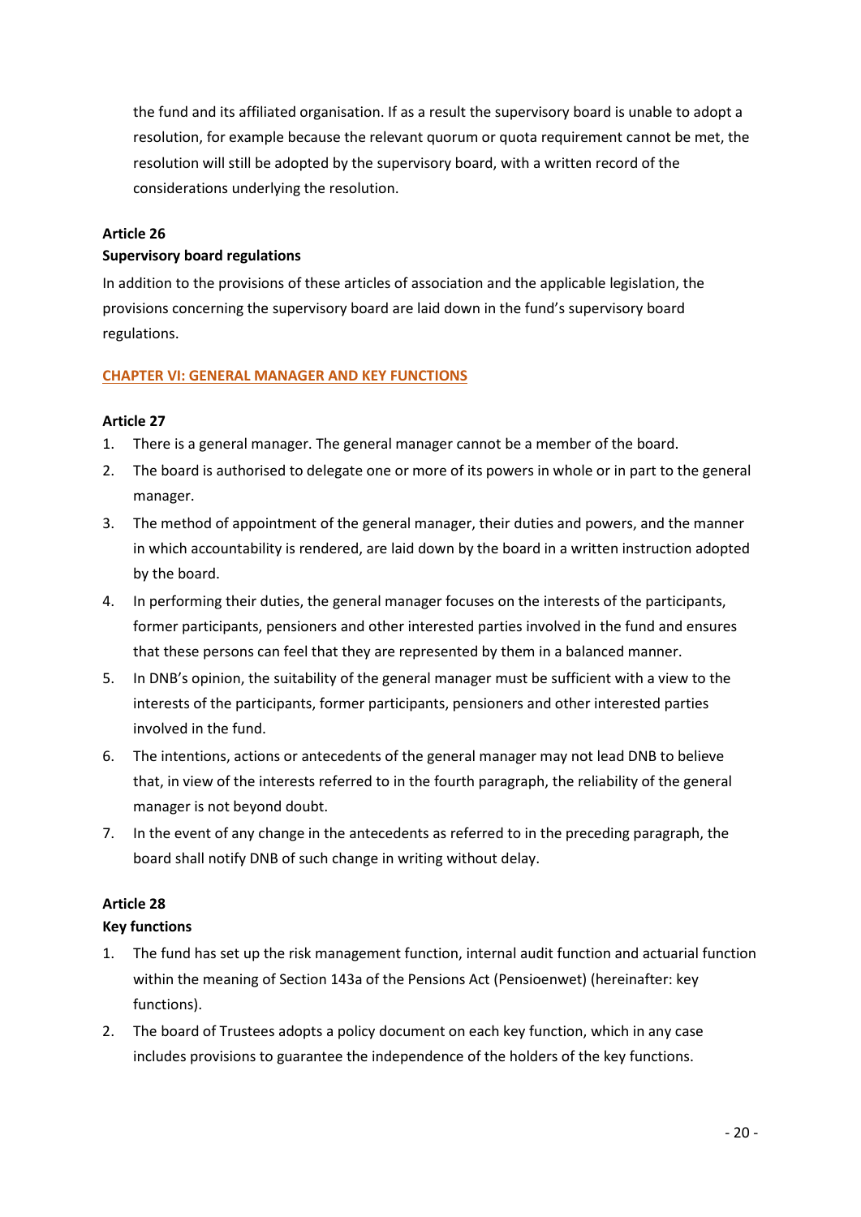the fund and its affiliated organisation. If as a result the supervisory board is unable to adopt a resolution, for example because the relevant quorum or quota requirement cannot be met, the resolution will still be adopted by the supervisory board, with a written record of the considerations underlying the resolution.

**Article 26**

**Supervisory board regulations**

In addition to the provisions of these articles of association and the applicable legislation, the provisions concerning the supervisory board are laid down in the fund's supervisory board regulations.

## CHAPTER VI: GENERAL MANAGER AND KEY FUNCTIONS

**Article 27**

1. There is a general manager. The general manager cannot be a member of the board.
2. The board is authorised to delegate one or more of its powers in whole or in part to the general manager.
3. The method of appointment of the general manager, their duties and powers, and the manner in which accountability is rendered, are laid down by the board in a written instruction adopted by the board.
4. In performing their duties, the general manager focuses on the interests of the participants, former participants, pensioners and other interested parties involved in the fund and ensures that these persons can feel that they are represented by them in a balanced manner.
5. In DNB's opinion, the suitability of the general manager must be sufficient with a view to the interests of the participants, former participants, pensioners and other interested parties involved in the fund.
6. The intentions, actions or antecedents of the general manager may not lead DNB to believe that, in view of the interests referred to in the fourth paragraph, the reliability of the general manager is not beyond doubt.
7. In the event of any change in the antecedents as referred to in the preceding paragraph, the board shall notify DNB of such change in writing without delay.

**Article 28**

**Key functions**

1. The fund has set up the risk management function, internal audit function and actuarial function within the meaning of Section 143a of the Pensions Act (Pensioenwet) (hereinafter: key functions).
2. The board of Trustees adopts a policy document on each key function, which in any case includes provisions to guarantee the independence of the holders of the key functions.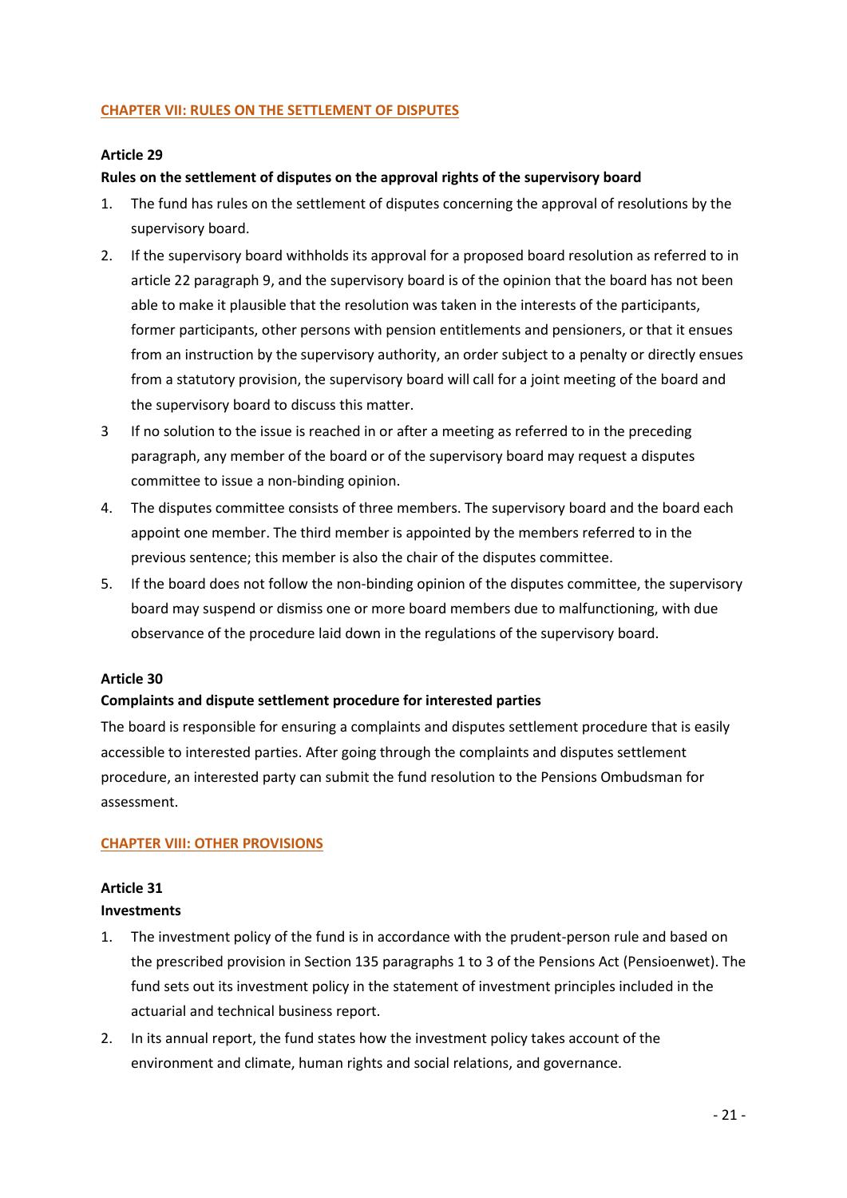## CHAPTER VII: RULES ON THE SETTLEMENT OF DISPUTES

**Article 29**

**Rules on the settlement of disputes on the approval rights of the supervisory board**

1. The fund has rules on the settlement of disputes concerning the approval of resolutions by the supervisory board.
2. If the supervisory board withholds its approval for a proposed board resolution as referred to in article 22 paragraph 9, and the supervisory board is of the opinion that the board has not been able to make it plausible that the resolution was taken in the interests of the participants, former participants, other persons with pension entitlements and pensioners, or that it ensues from an instruction by the supervisory authority, an order subject to a penalty or directly ensues from a statutory provision, the supervisory board will call for a joint meeting of the board and the supervisory board to discuss this matter.
3. If no solution to the issue is reached in or after a meeting as referred to in the preceding paragraph, any member of the board or of the supervisory board may request a disputes committee to issue a non-binding opinion.
4. The disputes committee consists of three members. The supervisory board and the board each appoint one member. The third member is appointed by the members referred to in the previous sentence; this member is also the chair of the disputes committee.
5. If the board does not follow the non-binding opinion of the disputes committee, the supervisory board may suspend or dismiss one or more board members due to malfunctioning, with due observance of the procedure laid down in the regulations of the supervisory board.

**Article 30**

**Complaints and dispute settlement procedure for interested parties**

The board is responsible for ensuring a complaints and disputes settlement procedure that is easily accessible to interested parties. After going through the complaints and disputes settlement procedure, an interested party can submit the fund resolution to the Pensions Ombudsman for assessment.

## CHAPTER VIII: OTHER PROVISIONS

**Article 31**

**Investments**

1. The investment policy of the fund is in accordance with the prudent-person rule and based on the prescribed provision in Section 135 paragraphs 1 to 3 of the Pensions Act (Pensioenwet). The fund sets out its investment policy in the statement of investment principles included in the actuarial and technical business report.
2. In its annual report, the fund states how the investment policy takes account of the environment and climate, human rights and social relations, and governance.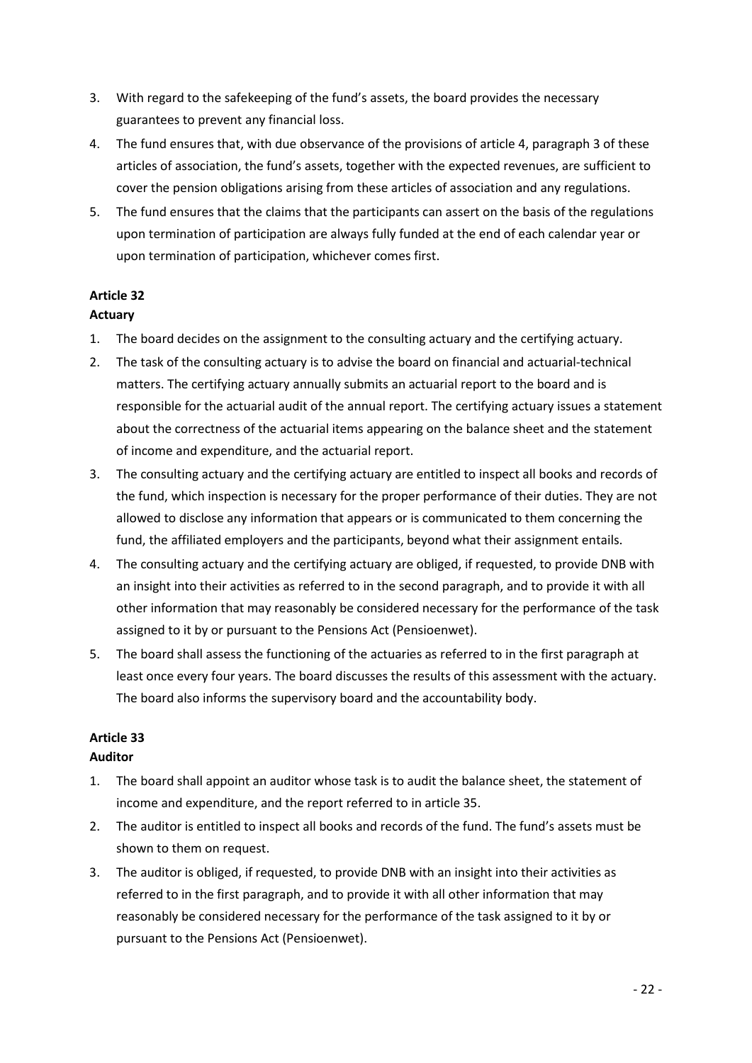3. With regard to the safekeeping of the fund's assets, the board provides the necessary guarantees to prevent any financial loss.
4. The fund ensures that, with due observance of the provisions of article 4, paragraph 3 of these articles of association, the fund's assets, together with the expected revenues, are sufficient to cover the pension obligations arising from these articles of association and any regulations.
5. The fund ensures that the claims that the participants can assert on the basis of the regulations upon termination of participation are always fully funded at the end of each calendar year or upon termination of participation, whichever comes first.

**Article 32**
**Actuary**

1. The board decides on the assignment to the consulting actuary and the certifying actuary.
2. The task of the consulting actuary is to advise the board on financial and actuarial-technical matters. The certifying actuary annually submits an actuarial report to the board and is responsible for the actuarial audit of the annual report. The certifying actuary issues a statement about the correctness of the actuarial items appearing on the balance sheet and the statement of income and expenditure, and the actuarial report.
3. The consulting actuary and the certifying actuary are entitled to inspect all books and records of the fund, which inspection is necessary for the proper performance of their duties. They are not allowed to disclose any information that appears or is communicated to them concerning the fund, the affiliated employers and the participants, beyond what their assignment entails.
4. The consulting actuary and the certifying actuary are obliged, if requested, to provide DNB with an insight into their activities as referred to in the second paragraph, and to provide it with all other information that may reasonably be considered necessary for the performance of the task assigned to it by or pursuant to the Pensions Act (Pensioenwet).
5. The board shall assess the functioning of the actuaries as referred to in the first paragraph at least once every four years. The board discusses the results of this assessment with the actuary. The board also informs the supervisory board and the accountability body.

**Article 33**
**Auditor**

1. The board shall appoint an auditor whose task is to audit the balance sheet, the statement of income and expenditure, and the report referred to in article 35.
2. The auditor is entitled to inspect all books and records of the fund. The fund's assets must be shown to them on request.
3. The auditor is obliged, if requested, to provide DNB with an insight into their activities as referred to in the first paragraph, and to provide it with all other information that may reasonably be considered necessary for the performance of the task assigned to it by or pursuant to the Pensions Act (Pensioenwet).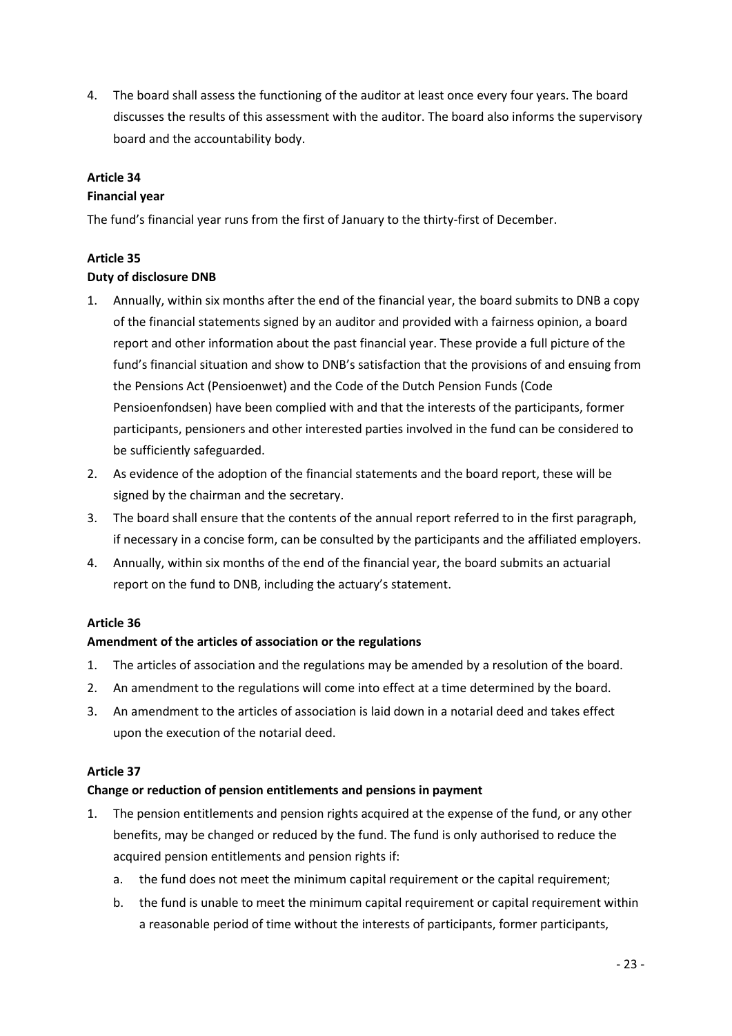4. The board shall assess the functioning of the auditor at least once every four years. The board discusses the results of this assessment with the auditor. The board also informs the supervisory board and the accountability body.

**Article 34**

**Financial year**

The fund's financial year runs from the first of January to the thirty-first of December.

**Article 35**

**Duty of disclosure DNB**

1. Annually, within six months after the end of the financial year, the board submits to DNB a copy of the financial statements signed by an auditor and provided with a fairness opinion, a board report and other information about the past financial year. These provide a full picture of the fund's financial situation and show to DNB's satisfaction that the provisions of and ensuing from the Pensions Act (Pensioenwet) and the Code of the Dutch Pension Funds (Code Pensioenfondsen) have been complied with and that the interests of the participants, former participants, pensioners and other interested parties involved in the fund can be considered to be sufficiently safeguarded.
2. As evidence of the adoption of the financial statements and the board report, these will be signed by the chairman and the secretary.
3. The board shall ensure that the contents of the annual report referred to in the first paragraph, if necessary in a concise form, can be consulted by the participants and the affiliated employers.
4. Annually, within six months of the end of the financial year, the board submits an actuarial report on the fund to DNB, including the actuary's statement.

**Article 36**

**Amendment of the articles of association or the regulations**

1. The articles of association and the regulations may be amended by a resolution of the board.
2. An amendment to the regulations will come into effect at a time determined by the board.
3. An amendment to the articles of association is laid down in a notarial deed and takes effect upon the execution of the notarial deed.

**Article 37**

**Change or reduction of pension entitlements and pensions in payment**

1. The pension entitlements and pension rights acquired at the expense of the fund, or any other benefits, may be changed or reduced by the fund. The fund is only authorised to reduce the acquired pension entitlements and pension rights if:
   a. the fund does not meet the minimum capital requirement or the capital requirement;
   b. the fund is unable to meet the minimum capital requirement or capital requirement within a reasonable period of time without the interests of participants, former participants,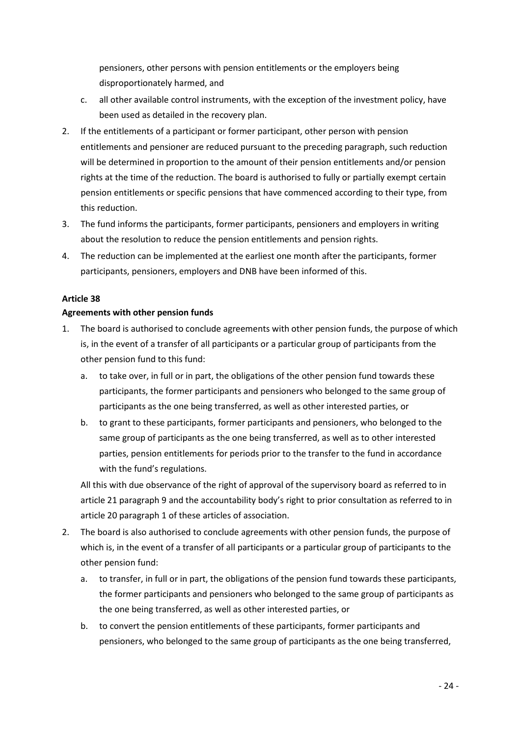pensioners, other persons with pension entitlements or the employers being disproportionately harmed, and

c. all other available control instruments, with the exception of the investment policy, have been used as detailed in the recovery plan.

2. If the entitlements of a participant or former participant, other person with pension entitlements and pensioner are reduced pursuant to the preceding paragraph, such reduction will be determined in proportion to the amount of their pension entitlements and/or pension rights at the time of the reduction. The board is authorised to fully or partially exempt certain pension entitlements or specific pensions that have commenced according to their type, from this reduction.
3. The fund informs the participants, former participants, pensioners and employers in writing about the resolution to reduce the pension entitlements and pension rights.
4. The reduction can be implemented at the earliest one month after the participants, former participants, pensioners, employers and DNB have been informed of this.

**Article 38**

**Agreements with other pension funds**

1. The board is authorised to conclude agreements with other pension funds, the purpose of which is, in the event of a transfer of all participants or a particular group of participants from the other pension fund to this fund:
   a. to take over, in full or in part, the obligations of the other pension fund towards these participants, the former participants and pensioners who belonged to the same group of participants as the one being transferred, as well as other interested parties, or
   b. to grant to these participants, former participants and pensioners, who belonged to the same group of participants as the one being transferred, as well as to other interested parties, pension entitlements for periods prior to the transfer to the fund in accordance with the fund's regulations.

   All this with due observance of the right of approval of the supervisory board as referred to in article 21 paragraph 9 and the accountability body's right to prior consultation as referred to in article 20 paragraph 1 of these articles of association.
2. The board is also authorised to conclude agreements with other pension funds, the purpose of which is, in the event of a transfer of all participants or a particular group of participants to the other pension fund:
   a. to transfer, in full or in part, the obligations of the pension fund towards these participants, the former participants and pensioners who belonged to the same group of participants as the one being transferred, as well as other interested parties, or
   b. to convert the pension entitlements of these participants, former participants and pensioners, who belonged to the same group of participants as the one being transferred,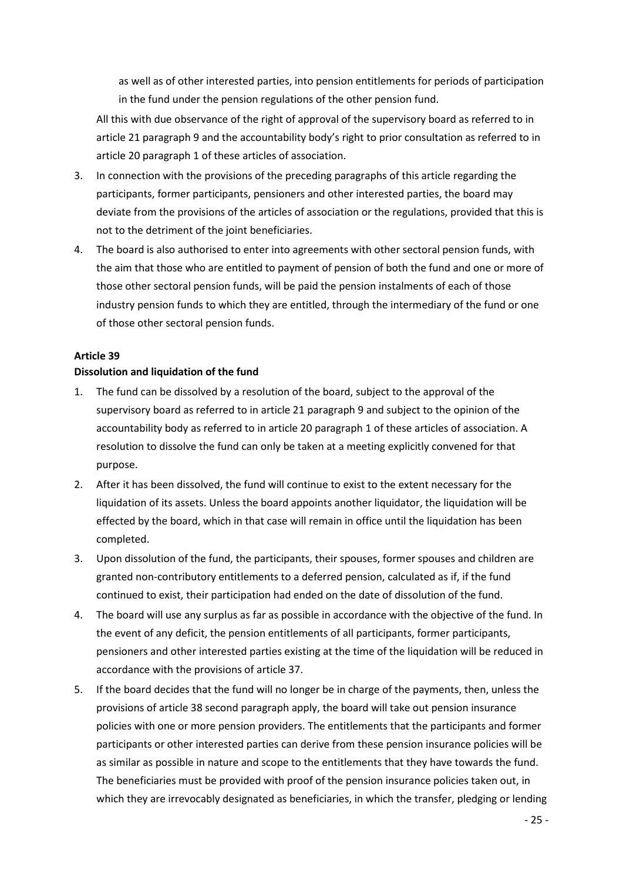as well as of other interested parties, into pension entitlements for periods of participation in the fund under the pension regulations of the other pension fund.

All this with due observance of the right of approval of the supervisory board as referred to in article 21 paragraph 9 and the accountability body's right to prior consultation as referred to in article 20 paragraph 1 of these articles of association.

3. In connection with the provisions of the preceding paragraphs of this article regarding the participants, former participants, pensioners and other interested parties, the board may deviate from the provisions of the articles of association or the regulations, provided that this is not to the detriment of the joint beneficiaries.
4. The board is also authorised to enter into agreements with other sectoral pension funds, with the aim that those who are entitled to payment of pension of both the fund and one or more of those other sectoral pension funds, will be paid the pension instalments of each of those industry pension funds to which they are entitled, through the intermediary of the fund or one of those other sectoral pension funds.

**Article 39**

**Dissolution and liquidation of the fund**

1. The fund can be dissolved by a resolution of the board, subject to the approval of the supervisory board as referred to in article 21 paragraph 9 and subject to the opinion of the accountability body as referred to in article 20 paragraph 1 of these articles of association. A resolution to dissolve the fund can only be taken at a meeting explicitly convened for that purpose.
2. After it has been dissolved, the fund will continue to exist to the extent necessary for the liquidation of its assets. Unless the board appoints another liquidator, the liquidation will be effected by the board, which in that case will remain in office until the liquidation has been completed.
3. Upon dissolution of the fund, the participants, their spouses, former spouses and children are granted non-contributory entitlements to a deferred pension, calculated as if, if the fund continued to exist, their participation had ended on the date of dissolution of the fund.
4. The board will use any surplus as far as possible in accordance with the objective of the fund. In the event of any deficit, the pension entitlements of all participants, former participants, pensioners and other interested parties existing at the time of the liquidation will be reduced in accordance with the provisions of article 37.
5. If the board decides that the fund will no longer be in charge of the payments, then, unless the provisions of article 38 second paragraph apply, the board will take out pension insurance policies with one or more pension providers. The entitlements that the participants and former participants or other interested parties can derive from these pension insurance policies will be as similar as possible in nature and scope to the entitlements that they have towards the fund. The beneficiaries must be provided with proof of the pension insurance policies taken out, in which they are irrevocably designated as beneficiaries, in which the transfer, pledging or lending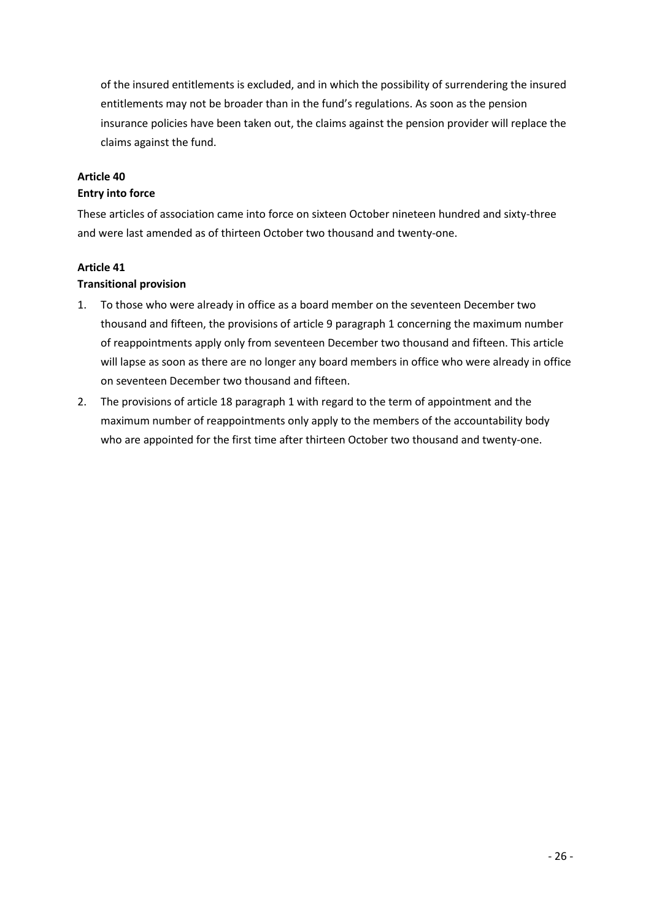of the insured entitlements is excluded, and in which the possibility of surrendering the insured entitlements may not be broader than in the fund's regulations. As soon as the pension insurance policies have been taken out, the claims against the pension provider will replace the claims against the fund.

**Article 40**
**Entry into force**

These articles of association came into force on sixteen October nineteen hundred and sixty-three and were last amended as of thirteen October two thousand and twenty-one.

**Article 41**
**Transitional provision**

1. To those who were already in office as a board member on the seventeen December two thousand and fifteen, the provisions of article 9 paragraph 1 concerning the maximum number of reappointments apply only from seventeen December two thousand and fifteen. This article will lapse as soon as there are no longer any board members in office who were already in office on seventeen December two thousand and fifteen.
2. The provisions of article 18 paragraph 1 with regard to the term of appointment and the maximum number of reappointments only apply to the members of the accountability body who are appointed for the first time after thirteen October two thousand and twenty-one.